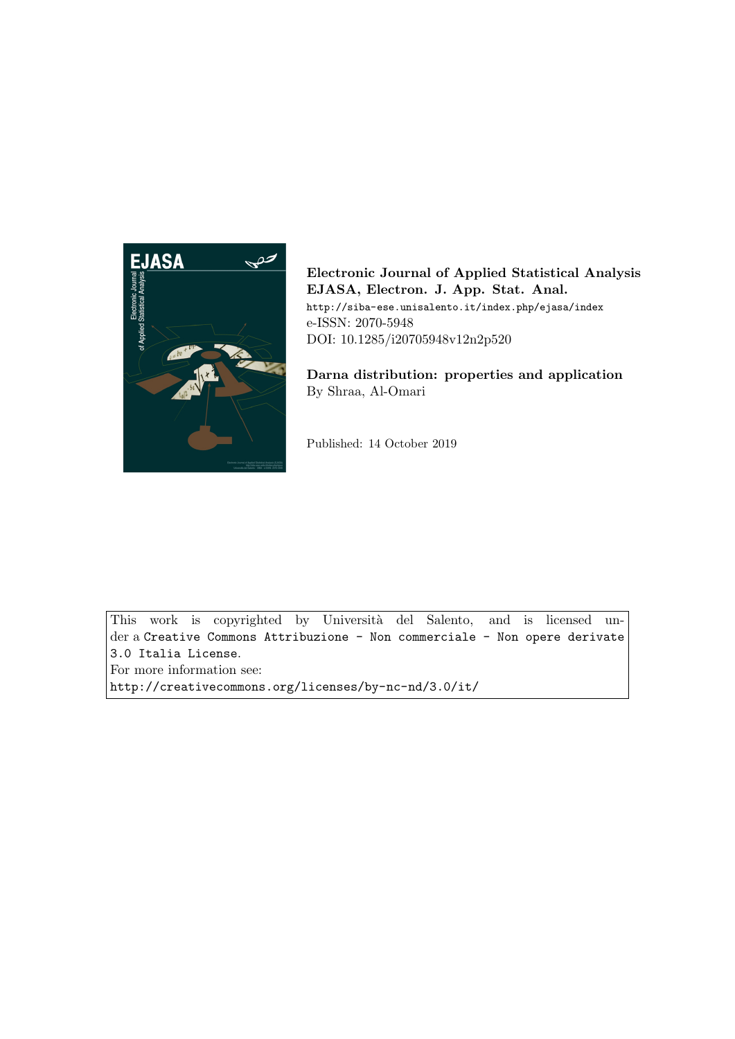**Electronic Journal of Applied Statistical Analysis**
**EJASA, Electron. J. App. Stat. Anal.**
http://siba-ese.unisalento.it/index.php/ejasa/index
e-ISSN: 2070-5948
DOI: 10.1285/i20705948v12n2p520

**Darna distribution: properties and application**
By Shraa, Al-Omari

Published: 14 October 2019

This work is copyrighted by Università del Salento, and is licensed under a Creative Commons Attribuzione - Non commerciale - Non opere derivate 3.0 Italia License.
For more information see:
http://creativecommons.org/licenses/by-nc-nd/3.0/it/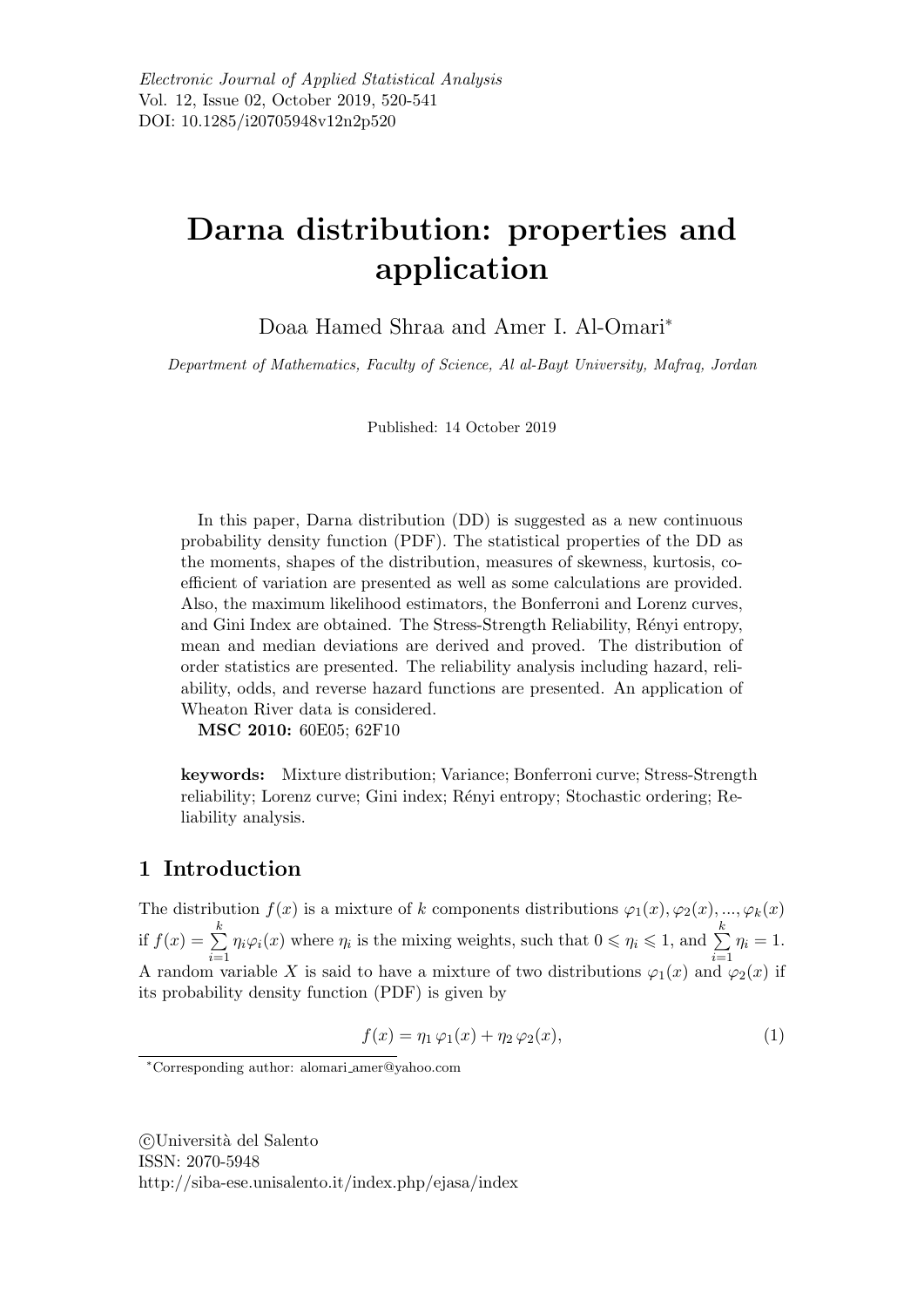# Darna distribution: properties and application

Doaa Hamed Shraa and Amer I. Al-Omari*

*Department of Mathematics, Faculty of Science, Al al-Bayt University, Mafraq, Jordan*

Published: 14 October 2019

In this paper, Darna distribution (DD) is suggested as a new continuous probability density function (PDF). The statistical properties of the DD as the moments, shapes of the distribution, measures of skewness, kurtosis, coefficient of variation are presented as well as some calculations are provided. Also, the maximum likelihood estimators, the Bonferroni and Lorenz curves, and Gini Index are obtained. The Stress-Strength Reliability, Rényi entropy, mean and median deviations are derived and proved. The distribution of order statistics are presented. The reliability analysis including hazard, reliability, odds, and reverse hazard functions are presented. An application of Wheaton River data is considered.

**MSC 2010:** 60E05; 62F10

**keywords:** Mixture distribution; Variance; Bonferroni curve; Stress-Strength reliability; Lorenz curve; Gini index; Rényi entropy; Stochastic ordering; Reliability analysis.

## 1 Introduction

The distribution $f(x)$ is a mixture of $k$ components distributions $\varphi_1(x), \varphi_2(x), ..., \varphi_k(x)$ if $f(x) = \sum_{i=1}^{k} \eta_i \varphi_i(x)$ where $\eta_i$ is the mixing weights, such that $0 \leqslant \eta_i \leqslant 1$, and $\sum_{i=1}^{k} \eta_i = 1$. A random variable $X$ is said to have a mixture of two distributions $\varphi_1(x)$ and $\varphi_2(x)$ if its probability density function (PDF) is given by

$$f(x) = \eta_1 \varphi_1(x) + \eta_2 \varphi_2(x), \tag{1}$$

*Corresponding author: alomari_amer@yahoo.com

©Università del Salento
ISSN: 2070-5948
http://siba-ese.unisalento.it/index.php/ejasa/index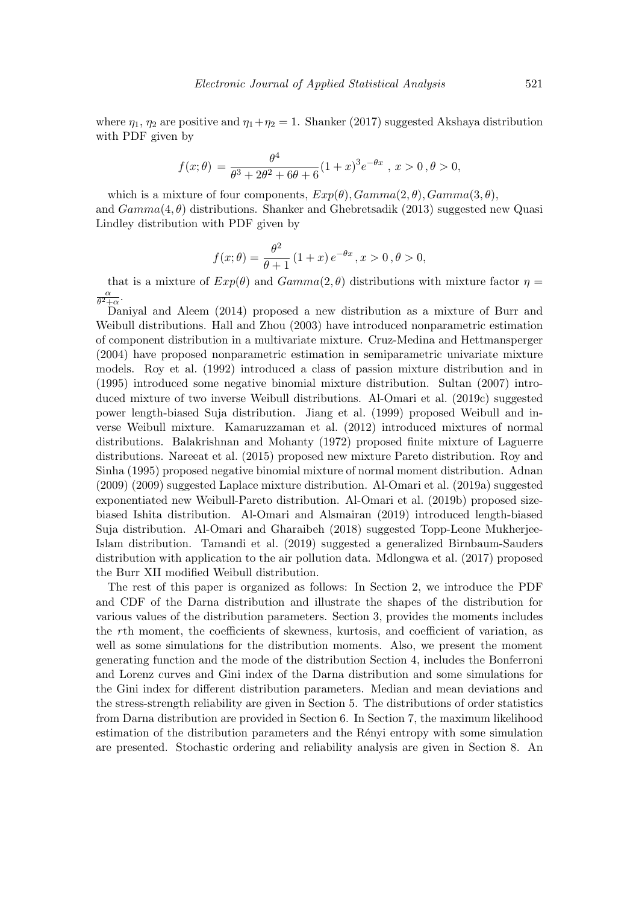where $\eta_1$, $\eta_2$ are positive and $\eta_1+\eta_2 = 1$. Shanker (2017) suggested Akshaya distribution with PDF given by

$$f(x;\theta) = \frac{\theta^4}{\theta^3 + 2\theta^2 + 6\theta + 6}(1+x)^3 e^{-\theta x}\ ,\ x > 0\,, \theta > 0,$$

which is a mixture of four components, $Exp(\theta), Gamma(2,\theta), Gamma(3,\theta)$, and $Gamma(4,\theta)$ distributions. Shanker and Ghebretsadik (2013) suggested new Quasi Lindley distribution with PDF given by

$$f(x;\theta) = \frac{\theta^2}{\theta+1}\,(1+x)\,e^{-\theta x}, x > 0\,, \theta > 0,$$

that is a mixture of $Exp(\theta)$ and $Gamma(2,\theta)$ distributions with mixture factor $\eta = \frac{\alpha}{\theta^2+\alpha}$.

Daniyal and Aleem (2014) proposed a new distribution as a mixture of Burr and Weibull distributions. Hall and Zhou (2003) have introduced nonparametric estimation of component distribution in a multivariate mixture. Cruz-Medina and Hettmansperger (2004) have proposed nonparametric estimation in semiparametric univariate mixture models. Roy et al. (1992) introduced a class of passion mixture distribution and in (1995) introduced some negative binomial mixture distribution. Sultan (2007) introduced mixture of two inverse Weibull distributions. Al-Omari et al. (2019c) suggested power length-biased Suja distribution. Jiang et al. (1999) proposed Weibull and inverse Weibull mixture. Kamaruzzaman et al. (2012) introduced mixtures of normal distributions. Balakrishnan and Mohanty (1972) proposed finite mixture of Laguerre distributions. Nareeat et al. (2015) proposed new mixture Pareto distribution. Roy and Sinha (1995) proposed negative binomial mixture of normal moment distribution. Adnan (2009) (2009) suggested Laplace mixture distribution. Al-Omari et al. (2019a) suggested exponentiated new Weibull-Pareto distribution. Al-Omari et al. (2019b) proposed size-biased Ishita distribution. Al-Omari and Alsmairan (2019) introduced length-biased Suja distribution. Al-Omari and Gharaibeh (2018) suggested Topp-Leone Mukherjee-Islam distribution. Tamandi et al. (2019) suggested a generalized Birnbaum-Sauders distribution with application to the air pollution data. Mdlongwa et al. (2017) proposed the Burr XII modified Weibull distribution.

The rest of this paper is organized as follows: In Section 2, we introduce the PDF and CDF of the Darna distribution and illustrate the shapes of the distribution for various values of the distribution parameters. Section 3, provides the moments includes the $r$th moment, the coefficients of skewness, kurtosis, and coefficient of variation, as well as some simulations for the distribution moments. Also, we present the moment generating function and the mode of the distribution Section 4, includes the Bonferroni and Lorenz curves and Gini index of the Darna distribution and some simulations for the Gini index for different distribution parameters. Median and mean deviations and the stress-strength reliability are given in Section 5. The distributions of order statistics from Darna distribution are provided in Section 6. In Section 7, the maximum likelihood estimation of the distribution parameters and the Rényi entropy with some simulation are presented. Stochastic ordering and reliability analysis are given in Section 8. An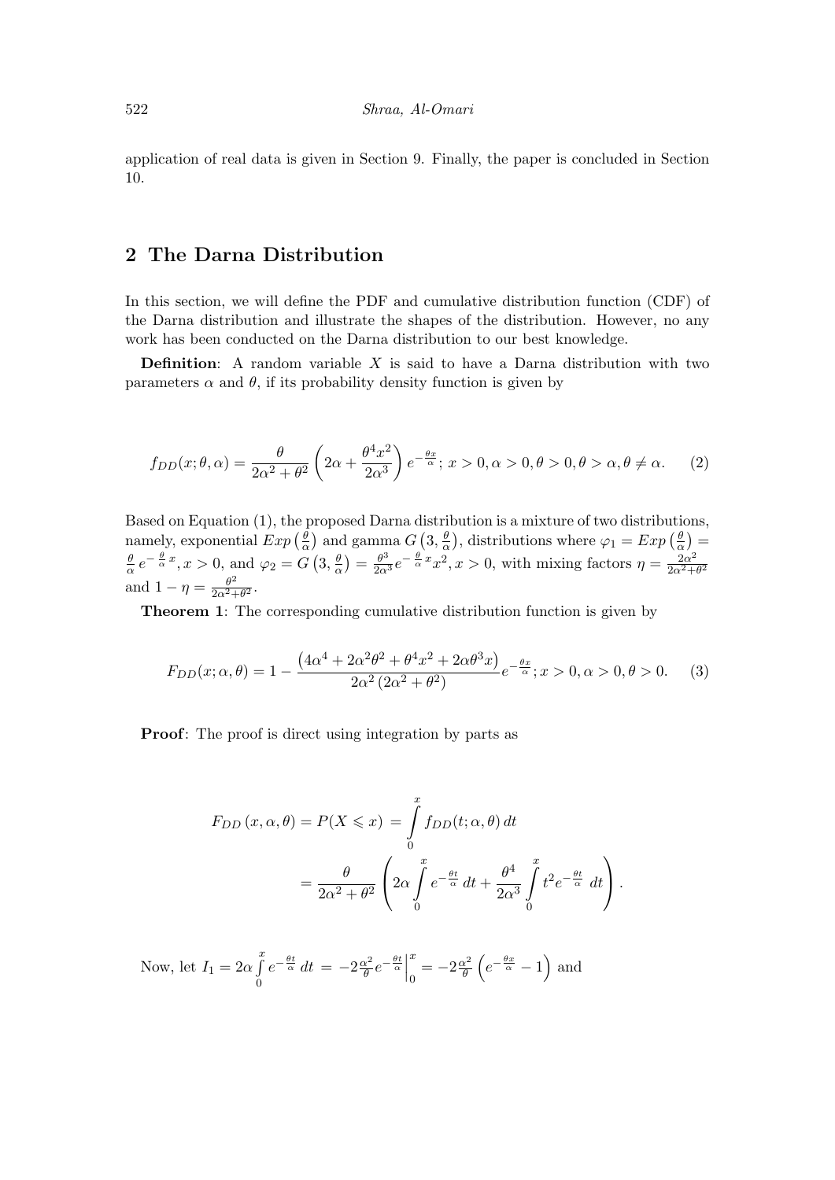application of real data is given in Section 9. Finally, the paper is concluded in Section 10.

## 2 The Darna Distribution

In this section, we will define the PDF and cumulative distribution function (CDF) of the Darna distribution and illustrate the shapes of the distribution. However, no any work has been conducted on the Darna distribution to our best knowledge.

**Definition**: A random variable $X$ is said to have a Darna distribution with two parameters $\alpha$ and $\theta$, if its probability density function is given by

$$f_{DD}(x;\theta,\alpha) = \frac{\theta}{2\alpha^2+\theta^2}\left(2\alpha + \frac{\theta^4 x^2}{2\alpha^3}\right)e^{-\frac{\theta x}{\alpha}};\, x>0, \alpha>0, \theta>0, \theta>\alpha, \theta \neq \alpha. \quad (2)$$

Based on Equation (1), the proposed Darna distribution is a mixture of two distributions, namely, exponential $Exp\left(\frac{\theta}{\alpha}\right)$ and gamma $G\left(3,\frac{\theta}{\alpha}\right)$, distributions where $\varphi_1 = Exp\left(\frac{\theta}{\alpha}\right) = \frac{\theta}{\alpha}e^{-\frac{\theta}{\alpha}x}, x>0$, and $\varphi_2 = G\left(3,\frac{\theta}{\alpha}\right) = \frac{\theta^3}{2\alpha^3}e^{-\frac{\theta}{\alpha}x}x^2, x>0$, with mixing factors $\eta = \frac{2\alpha^2}{2\alpha^2+\theta^2}$ and $1-\eta = \frac{\theta^2}{2\alpha^2+\theta^2}$.

**Theorem 1**: The corresponding cumulative distribution function is given by

$$F_{DD}(x;\alpha,\theta) = 1 - \frac{\left(4\alpha^4 + 2\alpha^2\theta^2 + \theta^4x^2 + 2\alpha\theta^3 x\right)}{2\alpha^2\left(2\alpha^2+\theta^2\right)}e^{-\frac{\theta x}{\alpha}};\, x>0, \alpha>0, \theta>0. \quad (3)$$

**Proof**: The proof is direct using integration by parts as

$$\begin{aligned} F_{DD}(x,\alpha,\theta) = P(X \leqslant x) &= \int_0^x f_{DD}(t;\alpha,\theta)\,dt \\ &= \frac{\theta}{2\alpha^2+\theta^2}\left(2\alpha\int_0^x e^{-\frac{\theta t}{\alpha}}\,dt + \frac{\theta^4}{2\alpha^3}\int_0^x t^2 e^{-\frac{\theta t}{\alpha}}\,dt\right). \end{aligned}$$

Now, let $I_1 = 2\alpha\int_0^x e^{-\frac{\theta t}{\alpha}}\,dt = -2\frac{\alpha^2}{\theta}e^{-\frac{\theta t}{\alpha}}\Big|_0^x = -2\frac{\alpha^2}{\theta}\left(e^{-\frac{\theta x}{\alpha}} - 1\right)$ and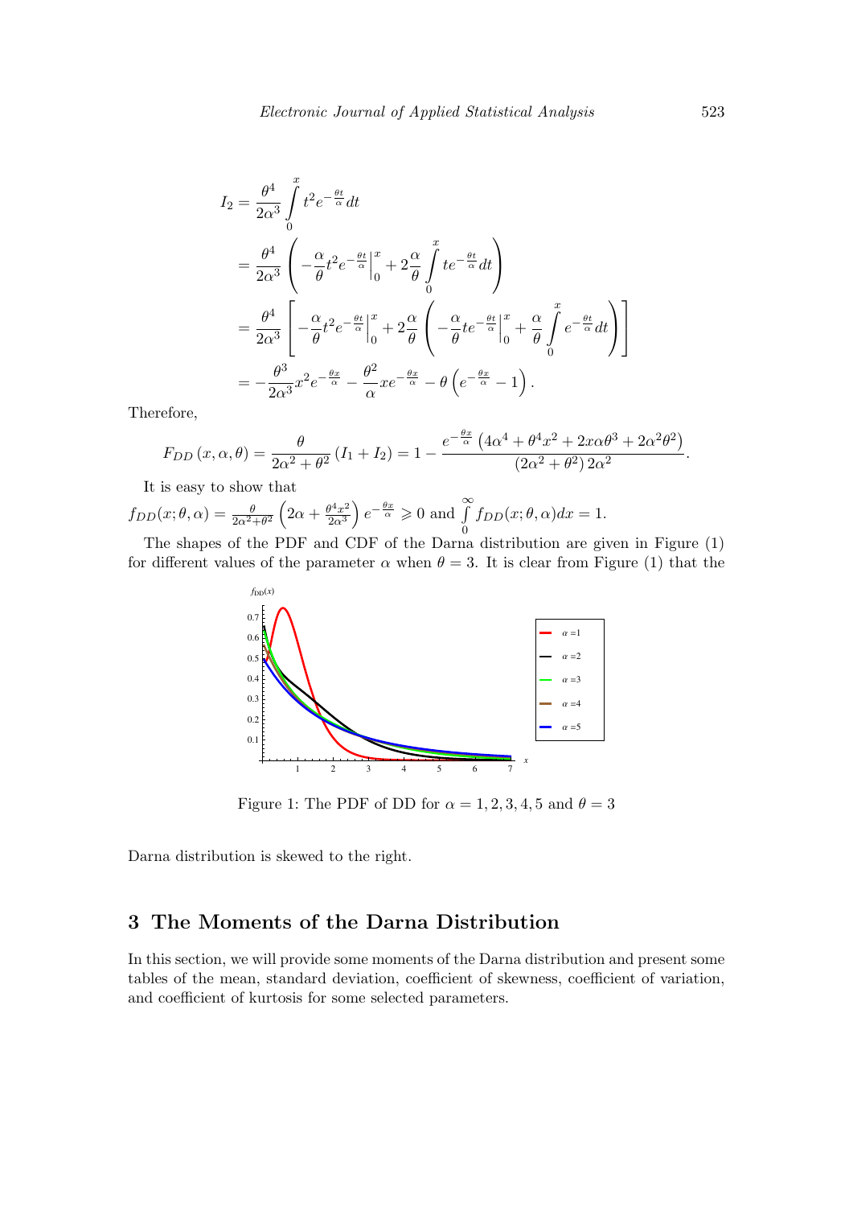$$
\begin{aligned}
I_2 &= \frac{\theta^4}{2\alpha^3} \int_0^x t^2 e^{-\frac{\theta t}{\alpha}} dt \\
&= \frac{\theta^4}{2\alpha^3} \left( -\frac{\alpha}{\theta} t^2 e^{-\frac{\theta t}{\alpha}} \Big|_0^x + 2\frac{\alpha}{\theta} \int_0^x t e^{-\frac{\theta t}{\alpha}} dt \right) \\
&= \frac{\theta^4}{2\alpha^3} \left[ -\frac{\alpha}{\theta} t^2 e^{-\frac{\theta t}{\alpha}} \Big|_0^x + 2\frac{\alpha}{\theta} \left( -\frac{\alpha}{\theta} t e^{-\frac{\theta t}{\alpha}} \Big|_0^x + \frac{\alpha}{\theta} \int_0^x e^{-\frac{\theta t}{\alpha}} dt \right) \right] \\
&= -\frac{\theta^3}{2\alpha^3} x^2 e^{-\frac{\theta x}{\alpha}} - \frac{\theta^2}{\alpha} x e^{-\frac{\theta x}{\alpha}} - \theta \left( e^{-\frac{\theta x}{\alpha}} - 1 \right).
\end{aligned}
$$

Therefore,

$$
F_{DD}(x, \alpha, \theta) = \frac{\theta}{2\alpha^2 + \theta^2} (I_1 + I_2) = 1 - \frac{e^{-\frac{\theta x}{\alpha}} \left( 4\alpha^4 + \theta^4 x^2 + 2x\alpha\theta^3 + 2\alpha^2\theta^2 \right)}{(2\alpha^2 + \theta^2) \, 2\alpha^2}.
$$

It is easy to show that
$f_{DD}(x; \theta, \alpha) = \frac{\theta}{2\alpha^2 + \theta^2} \left( 2\alpha + \frac{\theta^4 x^2}{2\alpha^3} \right) e^{-\frac{\theta x}{\alpha}} \geqslant 0$ and $\int_0^\infty f_{DD}(x; \theta, \alpha) dx = 1$.

The shapes of the PDF and CDF of the Darna distribution are given in Figure (1) for different values of the parameter $\alpha$ when $\theta = 3$. It is clear from Figure (1) that the Darna distribution is skewed to the right.

Figure 1: The PDF of DD for $\alpha = 1, 2, 3, 4, 5$ and $\theta = 3$

## 3 The Moments of the Darna Distribution

In this section, we will provide some moments of the Darna distribution and present some tables of the mean, standard deviation, coefficient of skewness, coefficient of variation, and coefficient of kurtosis for some selected parameters.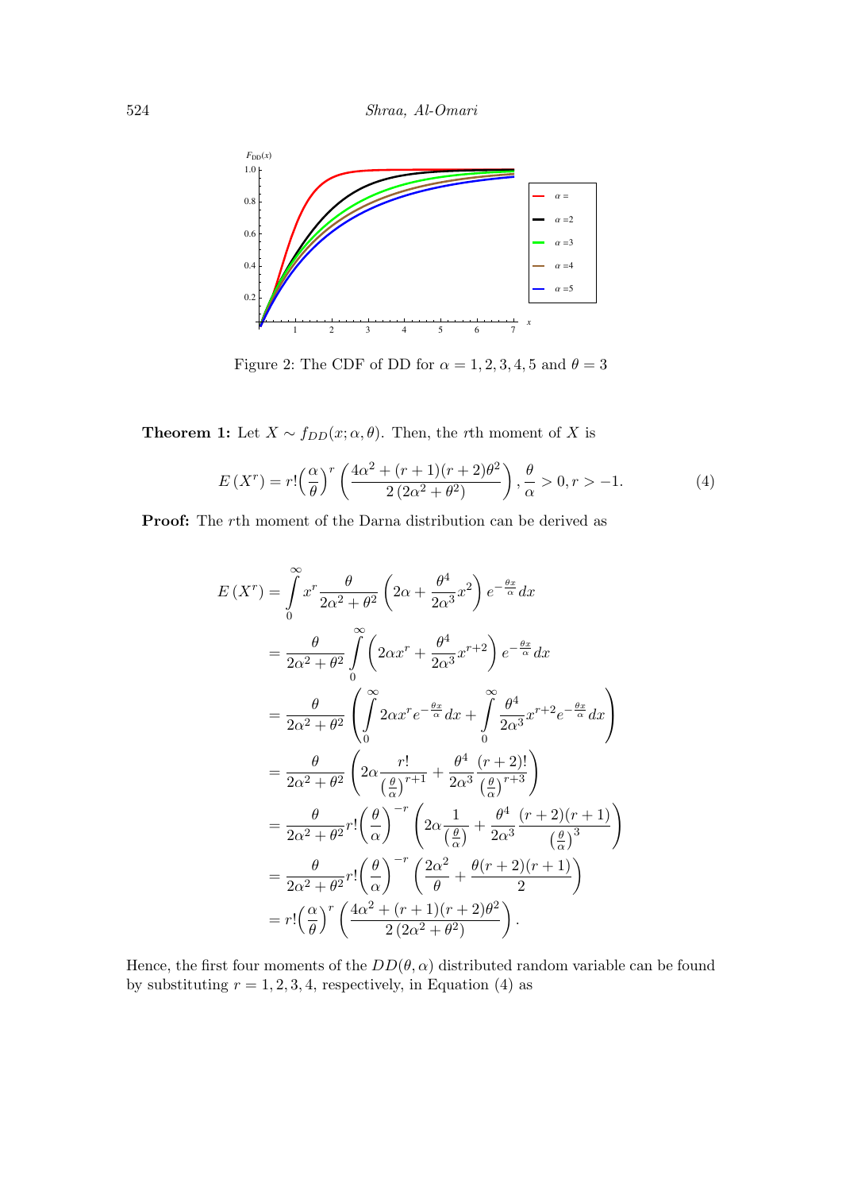Figure 2: The CDF of DD for $\alpha = 1, 2, 3, 4, 5$ and $\theta = 3$

**Theorem 1:** Let $X \sim f_{DD}(x; \alpha, \theta)$. Then, the $r$th moment of $X$ is

$$E\left(X^r\right) = r!\Big(\frac{\alpha}{\theta}\Big)^r \left(\frac{4\alpha^2 + (r+1)(r+2)\theta^2}{2\left(2\alpha^2 + \theta^2\right)}\right), \frac{\theta}{\alpha} > 0, r > -1. \tag{4}$$

**Proof:** The $r$th moment of the Darna distribution can be derived as

$$\begin{aligned}
E\left(X^r\right) &= \int_0^\infty x^r \frac{\theta}{2\alpha^2 + \theta^2} \left(2\alpha + \frac{\theta^4}{2\alpha^3} x^2\right) e^{-\frac{\theta x}{\alpha}} dx \\
&= \frac{\theta}{2\alpha^2 + \theta^2} \int_0^\infty \left(2\alpha x^r + \frac{\theta^4}{2\alpha^3} x^{r+2}\right) e^{-\frac{\theta x}{\alpha}} dx \\
&= \frac{\theta}{2\alpha^2 + \theta^2} \left(\int_0^\infty 2\alpha x^r e^{-\frac{\theta x}{\alpha}} dx + \int_0^\infty \frac{\theta^4}{2\alpha^3} x^{r+2} e^{-\frac{\theta x}{\alpha}} dx\right) \\
&= \frac{\theta}{2\alpha^2 + \theta^2} \left(2\alpha \frac{r!}{\left(\frac{\theta}{\alpha}\right)^{r+1}} + \frac{\theta^4}{2\alpha^3} \frac{(r+2)!}{\left(\frac{\theta}{\alpha}\right)^{r+3}}\right) \\
&= \frac{\theta}{2\alpha^2 + \theta^2} r! \Big(\frac{\theta}{\alpha}\Big)^{-r} \left(2\alpha \frac{1}{\left(\frac{\theta}{\alpha}\right)} + \frac{\theta^4}{2\alpha^3} \frac{(r+2)(r+1)}{\left(\frac{\theta}{\alpha}\right)^3}\right) \\
&= \frac{\theta}{2\alpha^2 + \theta^2} r! \Big(\frac{\theta}{\alpha}\Big)^{-r} \left(\frac{2\alpha^2}{\theta} + \frac{\theta(r+2)(r+1)}{2}\right) \\
&= r!\Big(\frac{\alpha}{\theta}\Big)^r \left(\frac{4\alpha^2 + (r+1)(r+2)\theta^2}{2\left(2\alpha^2 + \theta^2\right)}\right).
\end{aligned}$$

Hence, the first four moments of the $DD(\theta, \alpha)$ distributed random variable can be found by substituting $r = 1, 2, 3, 4$, respectively, in Equation (4) as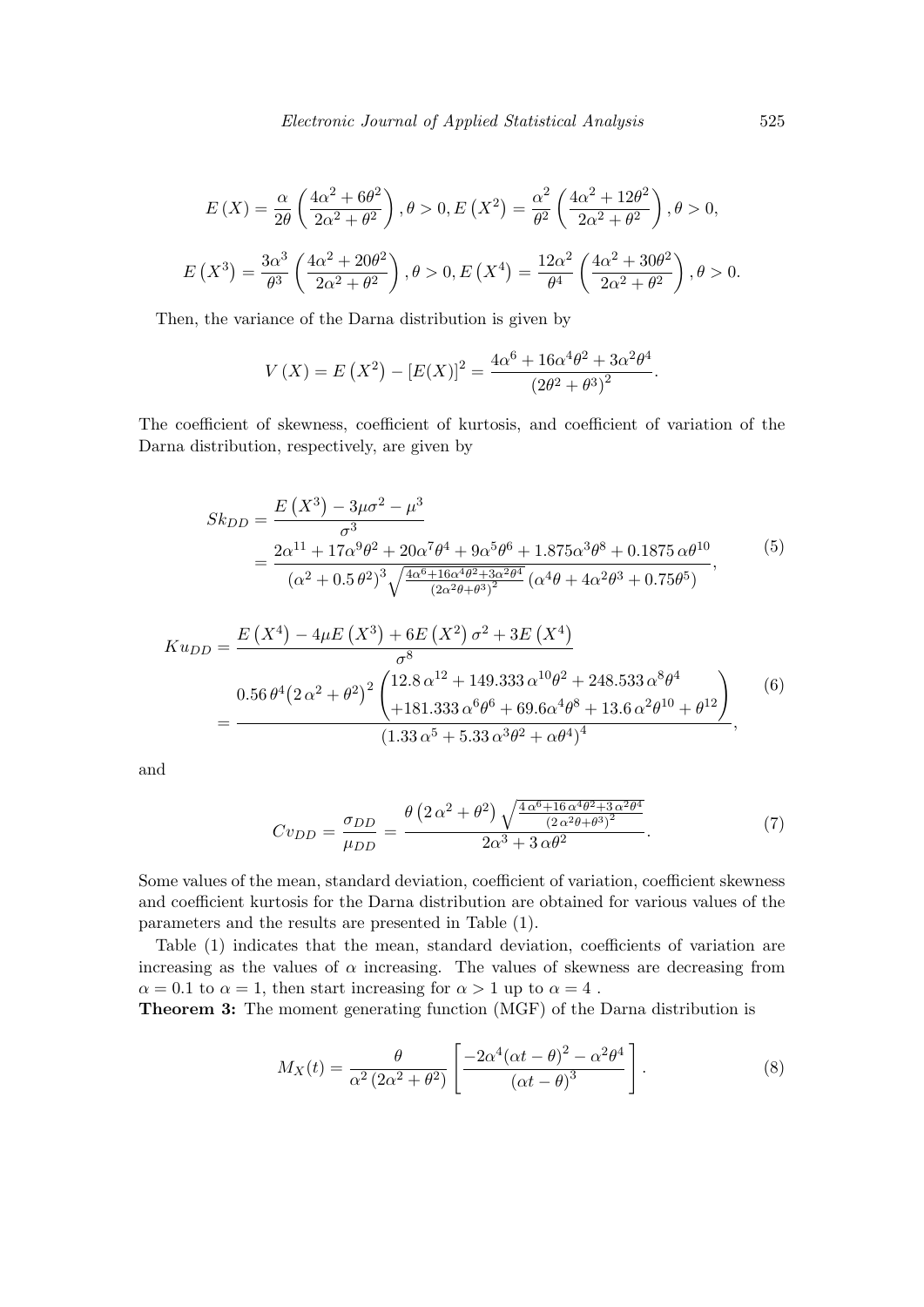$$E\left(X\right)=\frac{\alpha}{2\theta}\left(\frac{4\alpha^{2}+6\theta^{2}}{2\alpha^{2}+\theta^{2}}\right),\theta>0,E\left(X^{2}\right)=\frac{\alpha^{2}}{\theta^{2}}\left(\frac{4\alpha^{2}+12\theta^{2}}{2\alpha^{2}+\theta^{2}}\right),\theta>0,$$

$$E\left(X^{3}\right)=\frac{3\alpha^{3}}{\theta^{3}}\left(\frac{4\alpha^{2}+20\theta^{2}}{2\alpha^{2}+\theta^{2}}\right),\theta>0,E\left(X^{4}\right)=\frac{12\alpha^{2}}{\theta^{4}}\left(\frac{4\alpha^{2}+30\theta^{2}}{2\alpha^{2}+\theta^{2}}\right),\theta>0.$$

Then, the variance of the Darna distribution is given by

$$V\left(X\right)=E\left(X^{2}\right)-\left[E(X)\right]^{2}=\frac{4\alpha^{6}+16\alpha^{4}\theta^{2}+3\alpha^{2}\theta^{4}}{\left(2\theta^{2}+\theta^{3}\right)^{2}}.$$

The coefficient of skewness, coefficient of kurtosis, and coefficient of variation of the Darna distribution, respectively, are given by

$$\begin{aligned}Sk_{DD}&=\frac{E\left(X^{3}\right)-3\mu\sigma^{2}-\mu^{3}}{\sigma^{3}}\\&=\frac{2\alpha^{11}+17\alpha^{9}\theta^{2}+20\alpha^{7}\theta^{4}+9\alpha^{5}\theta^{6}+1.875\alpha^{3}\theta^{8}+0.1875\,\alpha\theta^{10}}{\left(\alpha^{2}+0.5\,\theta^{2}\right)^{3}\sqrt{\frac{4\alpha^{6}+16\alpha^{4}\theta^{2}+3\alpha^{2}\theta^{4}}{\left(2\alpha^{2}\theta+\theta^{3}\right)^{2}}}\left(\alpha^{4}\theta+4\alpha^{2}\theta^{3}+0.75\theta^{5}\right)},\end{aligned}\tag{5}$$

$$\begin{aligned}Ku_{DD}&=\frac{E\left(X^{4}\right)-4\mu E\left(X^{3}\right)+6E\left(X^{2}\right)\sigma^{2}+3E\left(X^{4}\right)}{\sigma^{8}}\\&=\frac{0.56\,\theta^{4}\left(2\,\alpha^{2}+\theta^{2}\right)^{2}\begin{pmatrix}12.8\,\alpha^{12}+149.333\,\alpha^{10}\theta^{2}+248.533\,\alpha^{8}\theta^{4}\\+181.333\,\alpha^{6}\theta^{6}+69.6\alpha^{4}\theta^{8}+13.6\,\alpha^{2}\theta^{10}+\theta^{12}\end{pmatrix}}{\left(1.33\,\alpha^{5}+5.33\,\alpha^{3}\theta^{2}+\alpha\theta^{4}\right)^{4}},\end{aligned}\tag{6}$$

and

$$Cv_{DD}=\frac{\sigma_{DD}}{\mu_{DD}}=\frac{\theta\left(2\,\alpha^{2}+\theta^{2}\right)\sqrt{\frac{4\,\alpha^{6}+16\,\alpha^{4}\theta^{2}+3\,\alpha^{2}\theta^{4}}{\left(2\,\alpha^{2}\theta+\theta^{3}\right)^{2}}}}{2\alpha^{3}+3\,\alpha\theta^{2}}.\tag{7}$$

Some values of the mean, standard deviation, coefficient of variation, coefficient skewness and coefficient kurtosis for the Darna distribution are obtained for various values of the parameters and the results are presented in Table (1).

Table (1) indicates that the mean, standard deviation, coefficients of variation are increasing as the values of $\alpha$ increasing. The values of skewness are decreasing from $\alpha = 0.1$ to $\alpha = 1$, then start increasing for $\alpha > 1$ up to $\alpha = 4$ .

**Theorem 3:** The moment generating function (MGF) of the Darna distribution is

$$M_{X}(t)=\frac{\theta}{\alpha^{2}\left(2\alpha^{2}+\theta^{2}\right)}\left[\frac{-2\alpha^{4}\left(\alpha t-\theta\right)^{2}-\alpha^{2}\theta^{4}}{\left(\alpha t-\theta\right)^{3}}\right].\tag{8}$$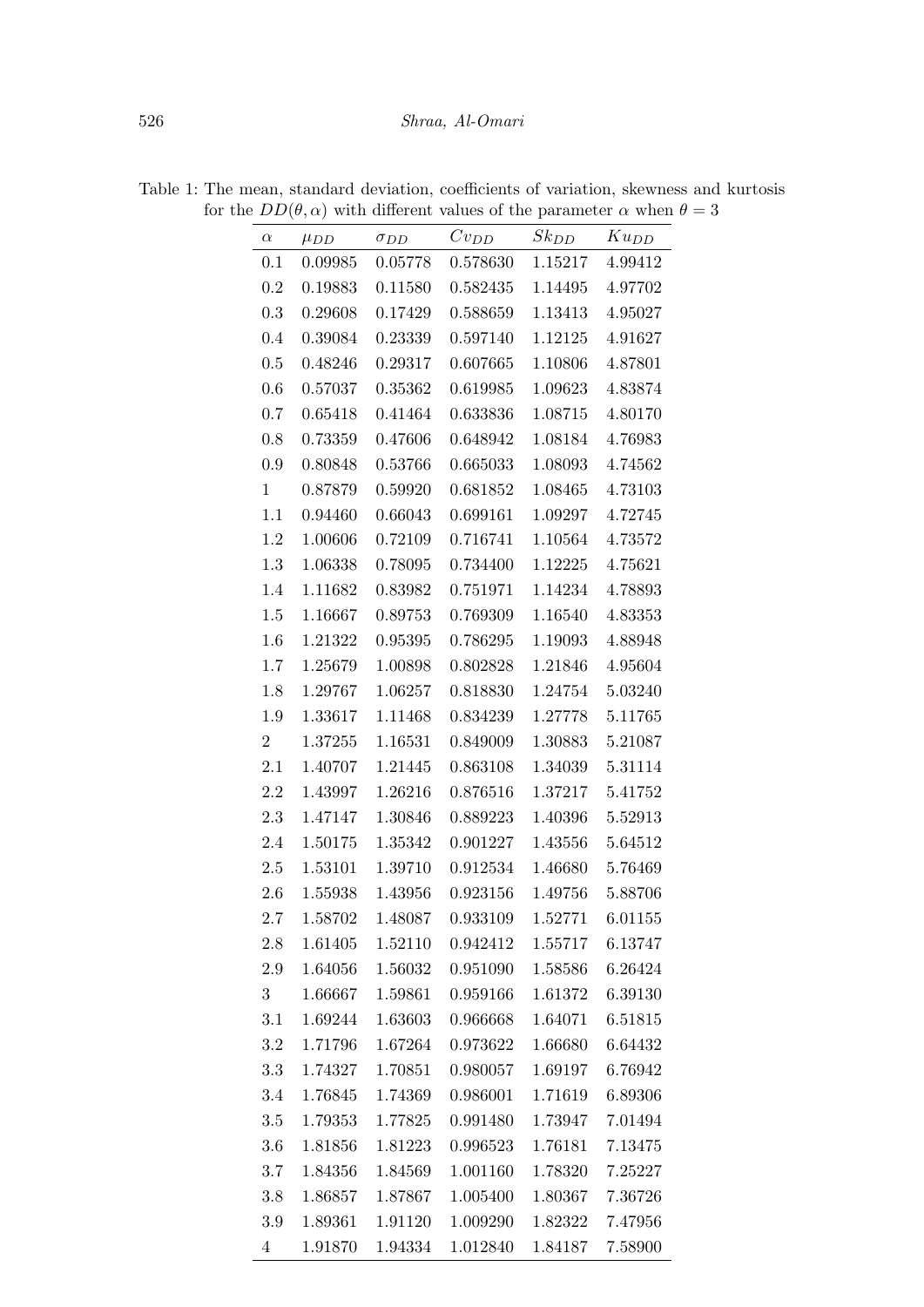Table 1: The mean, standard deviation, coefficients of variation, skewness and kurtosis for the $DD(\theta, \alpha)$ with different values of the parameter $\alpha$ when $\theta = 3$

| $\alpha$ | $\mu_{DD}$ | $\sigma_{DD}$ | $Cv_{DD}$ | $Sk_{DD}$ | $Ku_{DD}$ |
|---|---|---|---|---|---|
| 0.1 | 0.09985 | 0.05778 | 0.578630 | 1.15217 | 4.99412 |
| 0.2 | 0.19883 | 0.11580 | 0.582435 | 1.14495 | 4.97702 |
| 0.3 | 0.29608 | 0.17429 | 0.588659 | 1.13413 | 4.95027 |
| 0.4 | 0.39084 | 0.23339 | 0.597140 | 1.12125 | 4.91627 |
| 0.5 | 0.48246 | 0.29317 | 0.607665 | 1.10806 | 4.87801 |
| 0.6 | 0.57037 | 0.35362 | 0.619985 | 1.09623 | 4.83874 |
| 0.7 | 0.65418 | 0.41464 | 0.633836 | 1.08715 | 4.80170 |
| 0.8 | 0.73359 | 0.47606 | 0.648942 | 1.08184 | 4.76983 |
| 0.9 | 0.80848 | 0.53766 | 0.665033 | 1.08093 | 4.74562 |
| 1 | 0.87879 | 0.59920 | 0.681852 | 1.08465 | 4.73103 |
| 1.1 | 0.94460 | 0.66043 | 0.699161 | 1.09297 | 4.72745 |
| 1.2 | 1.00606 | 0.72109 | 0.716741 | 1.10564 | 4.73572 |
| 1.3 | 1.06338 | 0.78095 | 0.734400 | 1.12225 | 4.75621 |
| 1.4 | 1.11682 | 0.83982 | 0.751971 | 1.14234 | 4.78893 |
| 1.5 | 1.16667 | 0.89753 | 0.769309 | 1.16540 | 4.83353 |
| 1.6 | 1.21322 | 0.95395 | 0.786295 | 1.19093 | 4.88948 |
| 1.7 | 1.25679 | 1.00898 | 0.802828 | 1.21846 | 4.95604 |
| 1.8 | 1.29767 | 1.06257 | 0.818830 | 1.24754 | 5.03240 |
| 1.9 | 1.33617 | 1.11468 | 0.834239 | 1.27778 | 5.11765 |
| 2 | 1.37255 | 1.16531 | 0.849009 | 1.30883 | 5.21087 |
| 2.1 | 1.40707 | 1.21445 | 0.863108 | 1.34039 | 5.31114 |
| 2.2 | 1.43997 | 1.26216 | 0.876516 | 1.37217 | 5.41752 |
| 2.3 | 1.47147 | 1.30846 | 0.889223 | 1.40396 | 5.52913 |
| 2.4 | 1.50175 | 1.35342 | 0.901227 | 1.43556 | 5.64512 |
| 2.5 | 1.53101 | 1.39710 | 0.912534 | 1.46680 | 5.76469 |
| 2.6 | 1.55938 | 1.43956 | 0.923156 | 1.49756 | 5.88706 |
| 2.7 | 1.58702 | 1.48087 | 0.933109 | 1.52771 | 6.01155 |
| 2.8 | 1.61405 | 1.52110 | 0.942412 | 1.55717 | 6.13747 |
| 2.9 | 1.64056 | 1.56032 | 0.951090 | 1.58586 | 6.26424 |
| 3 | 1.66667 | 1.59861 | 0.959166 | 1.61372 | 6.39130 |
| 3.1 | 1.69244 | 1.63603 | 0.966668 | 1.64071 | 6.51815 |
| 3.2 | 1.71796 | 1.67264 | 0.973622 | 1.66680 | 6.64432 |
| 3.3 | 1.74327 | 1.70851 | 0.980057 | 1.69197 | 6.76942 |
| 3.4 | 1.76845 | 1.74369 | 0.986001 | 1.71619 | 6.89306 |
| 3.5 | 1.79353 | 1.77825 | 0.991480 | 1.73947 | 7.01494 |
| 3.6 | 1.81856 | 1.81223 | 0.996523 | 1.76181 | 7.13475 |
| 3.7 | 1.84356 | 1.84569 | 1.001160 | 1.78320 | 7.25227 |
| 3.8 | 1.86857 | 1.87867 | 1.005400 | 1.80367 | 7.36726 |
| 3.9 | 1.89361 | 1.91120 | 1.009290 | 1.82322 | 7.47956 |
| 4 | 1.91870 | 1.94334 | 1.012840 | 1.84187 | 7.58900 |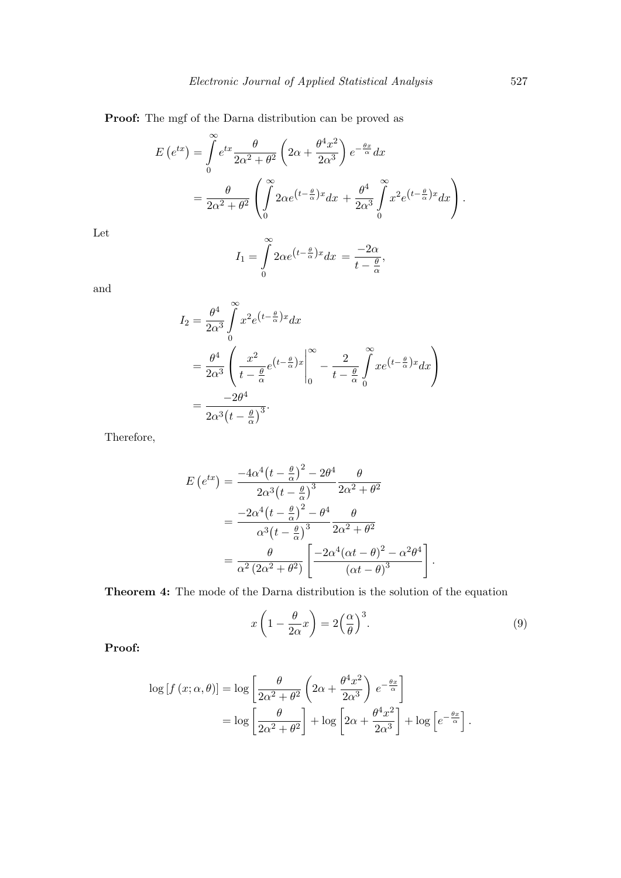**Proof:** The mgf of the Darna distribution can be proved as

$$
\begin{aligned}
E\left(e^{tx}\right) &= \int_0^\infty e^{tx} \frac{\theta}{2\alpha^2+\theta^2}\left(2\alpha + \frac{\theta^4 x^2}{2\alpha^3}\right) e^{-\frac{\theta x}{\alpha}} dx \\
&= \frac{\theta}{2\alpha^2+\theta^2}\left(\int_0^\infty 2\alpha e^{\left(t-\frac{\theta}{\alpha}\right)x} dx + \frac{\theta^4}{2\alpha^3}\int_0^\infty x^2 e^{\left(t-\frac{\theta}{\alpha}\right)x} dx\right).
\end{aligned}
$$

Let

$$
I_1 = \int_0^\infty 2\alpha e^{\left(t-\frac{\theta}{\alpha}\right)x} dx = \frac{-2\alpha}{t-\frac{\theta}{\alpha}},
$$

and

$$
\begin{aligned}
I_2 &= \frac{\theta^4}{2\alpha^3}\int_0^\infty x^2 e^{\left(t-\frac{\theta}{\alpha}\right)x} dx \\
&= \frac{\theta^4}{2\alpha^3}\left(\left.\frac{x^2}{t-\frac{\theta}{\alpha}} e^{\left(t-\frac{\theta}{\alpha}\right)x}\right|_0^\infty - \frac{2}{t-\frac{\theta}{\alpha}}\int_0^\infty x e^{\left(t-\frac{\theta}{\alpha}\right)x} dx\right) \\
&= \frac{-2\theta^4}{2\alpha^3\left(t-\frac{\theta}{\alpha}\right)^3}.
\end{aligned}
$$

Therefore,

$$
\begin{aligned}
E\left(e^{tx}\right) &= \frac{-4\alpha^4\left(t-\frac{\theta}{\alpha}\right)^2 - 2\theta^4}{2\alpha^3\left(t-\frac{\theta}{\alpha}\right)^3}\frac{\theta}{2\alpha^2+\theta^2} \\
&= \frac{-2\alpha^4\left(t-\frac{\theta}{\alpha}\right)^2 - \theta^4}{\alpha^3\left(t-\frac{\theta}{\alpha}\right)^3}\frac{\theta}{2\alpha^2+\theta^2} \\
&= \frac{\theta}{\alpha^2\left(2\alpha^2+\theta^2\right)}\left[\frac{-2\alpha^4(\alpha t-\theta)^2 - \alpha^2\theta^4}{(\alpha t-\theta)^3}\right].
\end{aligned}
$$

**Theorem 4:** The mode of the Darna distribution is the solution of the equation

$$
x\left(1-\frac{\theta}{2\alpha}x\right) = 2\left(\frac{\alpha}{\theta}\right)^3. \tag{9}
$$

**Proof:**

$$
\begin{aligned}
\log\left[f\left(x;\alpha,\theta\right)\right] &= \log\left[\frac{\theta}{2\alpha^2+\theta^2}\left(2\alpha+\frac{\theta^4x^2}{2\alpha^3}\right)e^{-\frac{\theta x}{\alpha}}\right] \\
&= \log\left[\frac{\theta}{2\alpha^2+\theta^2}\right] + \log\left[2\alpha+\frac{\theta^4x^2}{2\alpha^3}\right] + \log\left[e^{-\frac{\theta x}{\alpha}}\right].
\end{aligned}
$$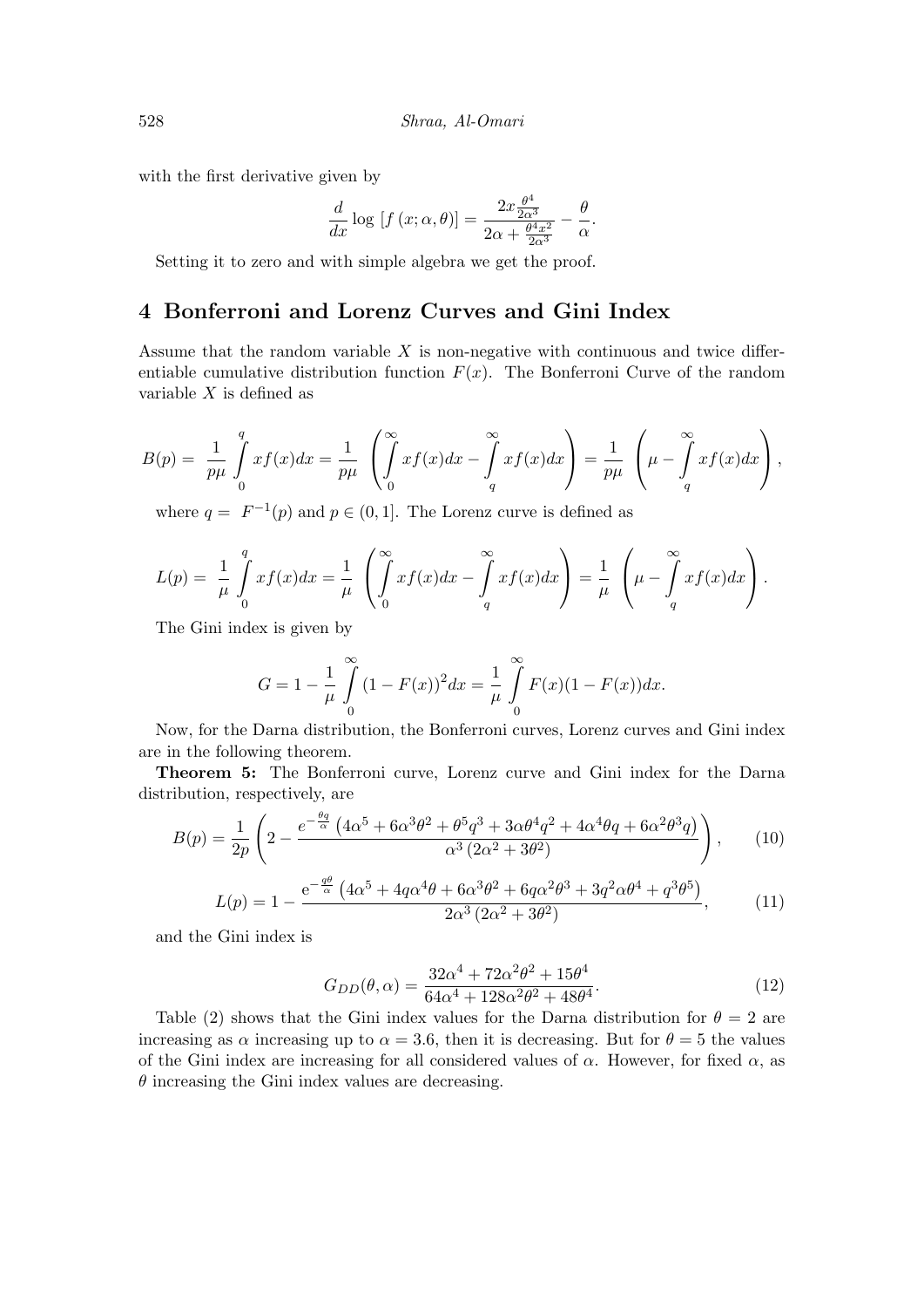with the first derivative given by

$$\frac{d}{dx}\log\left[f\left(x;\alpha,\theta\right)\right]=\frac{2x\frac{\theta^4}{2\alpha^3}}{2\alpha+\frac{\theta^4x^2}{2\alpha^3}}-\frac{\theta}{\alpha}.$$

Setting it to zero and with simple algebra we get the proof.

## 4 Bonferroni and Lorenz Curves and Gini Index

Assume that the random variable $X$ is non-negative with continuous and twice differentiable cumulative distribution function $F(x)$. The Bonferroni Curve of the random variable $X$ is defined as

$$B(p)=\frac{1}{p\mu}\int_0^q xf(x)dx=\frac{1}{p\mu}\left(\int_0^\infty xf(x)dx-\int_q^\infty xf(x)dx\right)=\frac{1}{p\mu}\left(\mu-\int_q^\infty xf(x)dx\right),$$

where $q=F^{-1}(p)$ and $p\in(0,1]$. The Lorenz curve is defined as

$$L(p)=\frac{1}{\mu}\int_0^q xf(x)dx=\frac{1}{\mu}\left(\int_0^\infty xf(x)dx-\int_q^\infty xf(x)dx\right)=\frac{1}{\mu}\left(\mu-\int_q^\infty xf(x)dx\right).$$

The Gini index is given by

$$G=1-\frac{1}{\mu}\int_0^\infty(1-F(x))^2dx=\frac{1}{\mu}\int_0^\infty F(x)(1-F(x))dx.$$

Now, for the Darna distribution, the Bonferroni curves, Lorenz curves and Gini index are in the following theorem.

**Theorem 5:** The Bonferroni curve, Lorenz curve and Gini index for the Darna distribution, respectively, are

$$B(p)=\frac{1}{2p}\left(2-\frac{e^{-\frac{\theta q}{\alpha}}\left(4\alpha^5+6\alpha^3\theta^2+\theta^5q^3+3\alpha\theta^4q^2+4\alpha^4\theta q+6\alpha^2\theta^3q\right)}{\alpha^3\left(2\alpha^2+3\theta^2\right)}\right),\tag{10}$$

$$L(p)=1-\frac{\mathrm{e}^{-\frac{q\theta}{\alpha}}\left(4\alpha^5+4q\alpha^4\theta+6\alpha^3\theta^2+6q\alpha^2\theta^3+3q^2\alpha\theta^4+q^3\theta^5\right)}{2\alpha^3\left(2\alpha^2+3\theta^2\right)},\tag{11}$$

and the Gini index is

$$G_{DD}(\theta,\alpha)=\frac{32\alpha^4+72\alpha^2\theta^2+15\theta^4}{64\alpha^4+128\alpha^2\theta^2+48\theta^4}.\tag{12}$$

Table (2) shows that the Gini index values for the Darna distribution for $\theta=2$ are increasing as $\alpha$ increasing up to $\alpha=3.6$, then it is decreasing. But for $\theta=5$ the values of the Gini index are increasing for all considered values of $\alpha$. However, for fixed $\alpha$, as $\theta$ increasing the Gini index values are decreasing.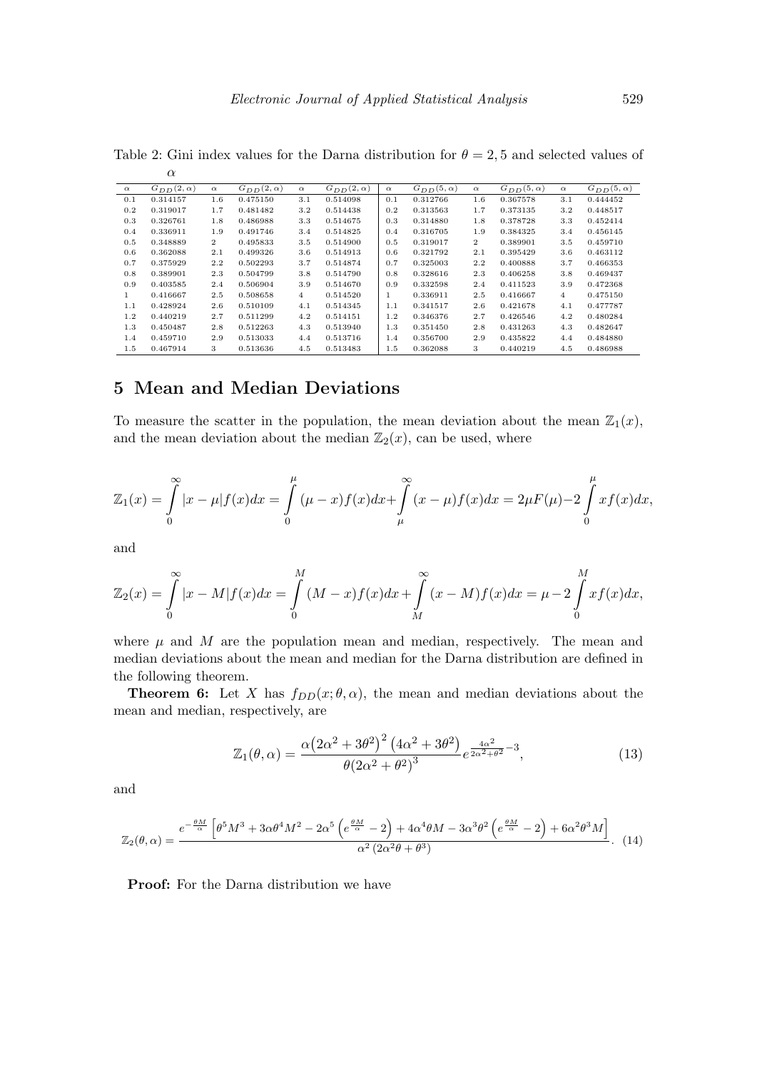Table 2: Gini index values for the Darna distribution for $\theta = 2, 5$ and selected values of $\alpha$

| $\alpha$ | $G_{DD}(2,\alpha)$ | $\alpha$ | $G_{DD}(2,\alpha)$ | $\alpha$ | $G_{DD}(2,\alpha)$ | $\alpha$ | $G_{DD}(5,\alpha)$ | $\alpha$ | $G_{DD}(5,\alpha)$ | $\alpha$ | $G_{DD}(5,\alpha)$ |
|---|---|---|---|---|---|---|---|---|---|---|---|
| 0.1 | 0.314157 | 1.6 | 0.475150 | 3.1 | 0.514098 | 0.1 | 0.312766 | 1.6 | 0.367578 | 3.1 | 0.444452 |
| 0.2 | 0.319017 | 1.7 | 0.481482 | 3.2 | 0.514438 | 0.2 | 0.313563 | 1.7 | 0.373135 | 3.2 | 0.448517 |
| 0.3 | 0.326761 | 1.8 | 0.486988 | 3.3 | 0.514675 | 0.3 | 0.314880 | 1.8 | 0.378728 | 3.3 | 0.452414 |
| 0.4 | 0.336911 | 1.9 | 0.491746 | 3.4 | 0.514825 | 0.4 | 0.316705 | 1.9 | 0.384325 | 3.4 | 0.456145 |
| 0.5 | 0.348889 | 2 | 0.495833 | 3.5 | 0.514900 | 0.5 | 0.319017 | 2 | 0.389901 | 3.5 | 0.459710 |
| 0.6 | 0.362088 | 2.1 | 0.499326 | 3.6 | 0.514913 | 0.6 | 0.321792 | 2.1 | 0.395429 | 3.6 | 0.463112 |
| 0.7 | 0.375929 | 2.2 | 0.502293 | 3.7 | 0.514874 | 0.7 | 0.325003 | 2.2 | 0.400888 | 3.7 | 0.466353 |
| 0.8 | 0.389901 | 2.3 | 0.504799 | 3.8 | 0.514790 | 0.8 | 0.328616 | 2.3 | 0.406258 | 3.8 | 0.469437 |
| 0.9 | 0.403585 | 2.4 | 0.506904 | 3.9 | 0.514670 | 0.9 | 0.332598 | 2.4 | 0.411523 | 3.9 | 0.472368 |
| 1 | 0.416667 | 2.5 | 0.508658 | 4 | 0.514520 | 1 | 0.336911 | 2.5 | 0.416667 | 4 | 0.475150 |
| 1.1 | 0.428924 | 2.6 | 0.510109 | 4.1 | 0.514345 | 1.1 | 0.341517 | 2.6 | 0.421678 | 4.1 | 0.477787 |
| 1.2 | 0.440219 | 2.7 | 0.511299 | 4.2 | 0.514151 | 1.2 | 0.346376 | 2.7 | 0.426546 | 4.2 | 0.480284 |
| 1.3 | 0.450487 | 2.8 | 0.512263 | 4.3 | 0.513940 | 1.3 | 0.351450 | 2.8 | 0.431263 | 4.3 | 0.482647 |
| 1.4 | 0.459710 | 2.9 | 0.513033 | 4.4 | 0.513716 | 1.4 | 0.356700 | 2.9 | 0.435822 | 4.4 | 0.484880 |
| 1.5 | 0.467914 | 3 | 0.513636 | 4.5 | 0.513483 | 1.5 | 0.362088 | 3 | 0.440219 | 4.5 | 0.486988 |

## 5 Mean and Median Deviations

To measure the scatter in the population, the mean deviation about the mean $\mathbb{Z}_1(x)$, and the mean deviation about the median $\mathbb{Z}_2(x)$, can be used, where

$$\mathbb{Z}_1(x) = \int_0^\infty |x-\mu| f(x)dx = \int_0^\mu (\mu - x) f(x)dx + \int_\mu^\infty (x-\mu) f(x)dx = 2\mu F(\mu) - 2\int_0^\mu x f(x)dx,$$

and

$$\mathbb{Z}_2(x) = \int_0^\infty |x-M| f(x)dx = \int_0^M (M - x) f(x)dx + \int_M^\infty (x-M) f(x)dx = \mu - 2\int_0^M x f(x)dx,$$

where $\mu$ and $M$ are the population mean and median, respectively. The mean and median deviations about the mean and median for the Darna distribution are defined in the following theorem.

**Theorem 6:** Let $X$ has $f_{DD}(x;\theta,\alpha)$, the mean and median deviations about the mean and median, respectively, are

$$\mathbb{Z}_1(\theta,\alpha) = \frac{\alpha\left(2\alpha^2+3\theta^2\right)^2\left(4\alpha^2+3\theta^2\right)}{\theta\left(2\alpha^2+\theta^2\right)^3} e^{\frac{4\alpha^2}{2\alpha^2+\theta^2}-3}, \tag{13}$$

and

$$\mathbb{Z}_2(\theta,\alpha) = \frac{e^{-\frac{\theta M}{\alpha}}\left[\theta^5 M^3 + 3\alpha\theta^4 M^2 - 2\alpha^5\left(e^{\frac{\theta M}{\alpha}} - 2\right) + 4\alpha^4\theta M - 3\alpha^3\theta^2\left(e^{\frac{\theta M}{\alpha}} - 2\right) + 6\alpha^2\theta^3 M\right]}{\alpha^2\left(2\alpha^2\theta + \theta^3\right)}. \tag{14}$$

**Proof:** For the Darna distribution we have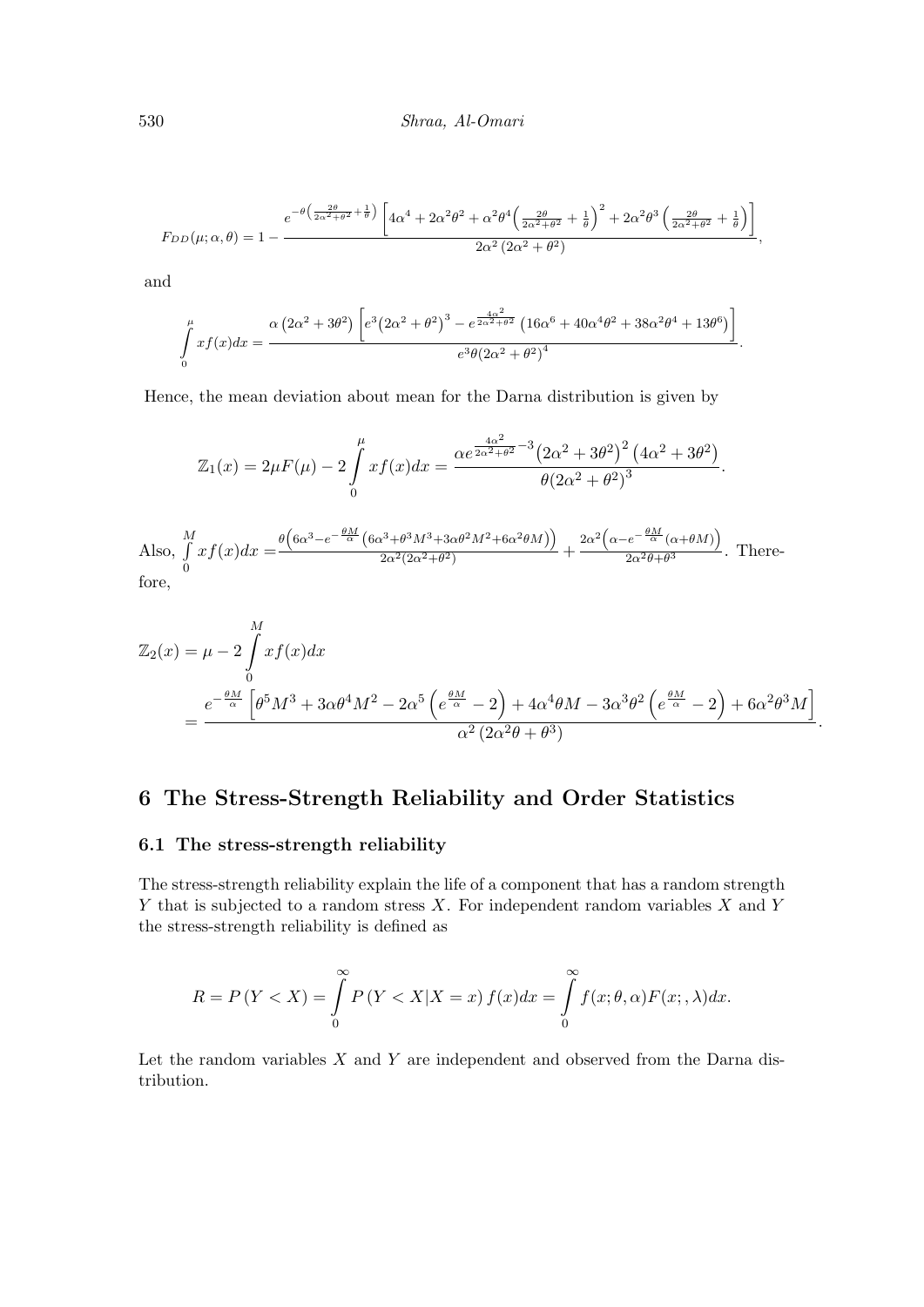$$F_{DD}(\mu;\alpha,\theta) = 1 - \frac{e^{-\theta\left(\frac{2\theta}{2\alpha^2+\theta^2}+\frac{1}{\theta}\right)}\left[4\alpha^4 + 2\alpha^2\theta^2 + \alpha^2\theta^4\left(\frac{2\theta}{2\alpha^2+\theta^2}+\frac{1}{\theta}\right)^2 + 2\alpha^2\theta^3\left(\frac{2\theta}{2\alpha^2+\theta^2}+\frac{1}{\theta}\right)\right]}{2\alpha^2\left(2\alpha^2+\theta^2\right)},$$

and

$$\int_0^{\mu} xf(x)dx = \frac{\alpha\left(2\alpha^2+3\theta^2\right)\left[e^3\left(2\alpha^2+\theta^2\right)^3 - e^{\frac{4\alpha^2}{2\alpha^2+\theta^2}}\left(16\alpha^6+40\alpha^4\theta^2+38\alpha^2\theta^4+13\theta^6\right)\right]}{e^3\theta\left(2\alpha^2+\theta^2\right)^4}.$$

Hence, the mean deviation about mean for the Darna distribution is given by

$$\mathbb{Z}_1(x) = 2\mu F(\mu) - 2\int_0^{\mu} xf(x)dx = \frac{\alpha e^{\frac{4\alpha^2}{2\alpha^2+\theta^2}-3}\left(2\alpha^2+3\theta^2\right)^2\left(4\alpha^2+3\theta^2\right)}{\theta\left(2\alpha^2+\theta^2\right)^3}.$$

Also, $\int_0^{M} xf(x)dx = \frac{\theta\left(6\alpha^3 - e^{-\frac{\theta M}{\alpha}}\left(6\alpha^3+\theta^3M^3+3\alpha\theta^2M^2+6\alpha^2\theta M\right)\right)}{2\alpha^2\left(2\alpha^2+\theta^2\right)} + \frac{2\alpha^2\left(\alpha - e^{-\frac{\theta M}{\alpha}}(\alpha+\theta M)\right)}{2\alpha^2\theta+\theta^3}$. Therefore,

$$\begin{aligned}
\mathbb{Z}_2(x) &= \mu - 2\int_0^{M} xf(x)dx \\
&= \frac{e^{-\frac{\theta M}{\alpha}}\left[\theta^5M^3 + 3\alpha\theta^4M^2 - 2\alpha^5\left(e^{\frac{\theta M}{\alpha}}-2\right) + 4\alpha^4\theta M - 3\alpha^3\theta^2\left(e^{\frac{\theta M}{\alpha}}-2\right) + 6\alpha^2\theta^3 M\right]}{\alpha^2\left(2\alpha^2\theta+\theta^3\right)}.
\end{aligned}$$

## 6 The Stress-Strength Reliability and Order Statistics

### 6.1 The stress-strength reliability

The stress-strength reliability explain the life of a component that has a random strength $Y$ that is subjected to a random stress $X$. For independent random variables $X$ and $Y$ the stress-strength reliability is defined as

$$R = P\left(Y < X\right) = \int_0^{\infty} P\left(Y < X | X = x\right) f(x)dx = \int_0^{\infty} f(x;\theta,\alpha)F(x;,\lambda)dx.$$

Let the random variables $X$ and $Y$ are independent and observed from the Darna distribution.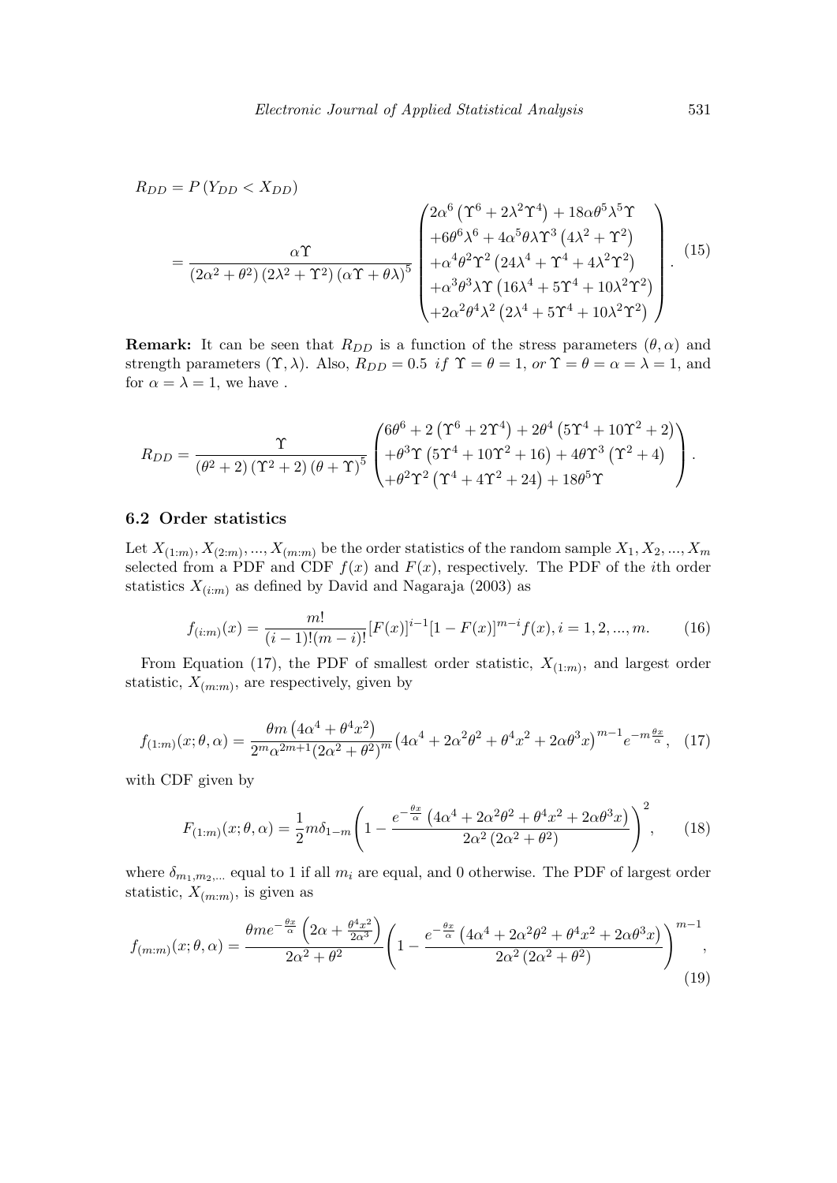$$R_{DD} = P\left(Y_{DD} < X_{DD}\right)$$

$$= \frac{\alpha\Upsilon}{\left(2\alpha^2+\theta^2\right)\left(2\lambda^2+\Upsilon^2\right)\left(\alpha\Upsilon+\theta\lambda\right)^5}\begin{pmatrix} 2\alpha^6\left(\Upsilon^6+2\lambda^2\Upsilon^4\right)+18\alpha\theta^5\lambda^5\Upsilon \\ +6\theta^6\lambda^6+4\alpha^5\theta\lambda\Upsilon^3\left(4\lambda^2+\Upsilon^2\right) \\ +\alpha^4\theta^2\Upsilon^2\left(24\lambda^4+\Upsilon^4+4\lambda^2\Upsilon^2\right) \\ +\alpha^3\theta^3\lambda\Upsilon\left(16\lambda^4+5\Upsilon^4+10\lambda^2\Upsilon^2\right) \\ +2\alpha^2\theta^4\lambda^2\left(2\lambda^4+5\Upsilon^4+10\lambda^2\Upsilon^2\right) \end{pmatrix}. \quad (15)$$

**Remark:** It can be seen that $R_{DD}$ is a function of the stress parameters $(\theta, \alpha)$ and strength parameters $(\Upsilon, \lambda)$. Also, $R_{DD} = 0.5$ $if$ $\Upsilon = \theta = 1$, $or$ $\Upsilon = \theta = \alpha = \lambda = 1$, and for $\alpha = \lambda = 1$, we have .

$$R_{DD} = \frac{\Upsilon}{\left(\theta^2+2\right)\left(\Upsilon^2+2\right)\left(\theta+\Upsilon\right)^5}\begin{pmatrix} 6\theta^6+2\left(\Upsilon^6+2\Upsilon^4\right)+2\theta^4\left(5\Upsilon^4+10\Upsilon^2+2\right) \\ +\theta^3\Upsilon\left(5\Upsilon^4+10\Upsilon^2+16\right)+4\theta\Upsilon^3\left(\Upsilon^2+4\right) \\ +\theta^2\Upsilon^2\left(\Upsilon^4+4\Upsilon^2+24\right)+18\theta^5\Upsilon \end{pmatrix}.$$

### 6.2 Order statistics

Let $X_{(1:m)}, X_{(2:m)}, ..., X_{(m:m)}$ be the order statistics of the random sample $X_1, X_2, ..., X_m$ selected from a PDF and CDF $f(x)$ and $F(x)$, respectively. The PDF of the $i$th order statistics $X_{(i:m)}$ as defined by David and Nagaraja (2003) as

$$f_{(i:m)}(x) = \frac{m!}{(i-1)!(m-i)!}[F(x)]^{i-1}[1-F(x)]^{m-i}f(x), i = 1, 2, ..., m. \quad (16)$$

From Equation (17), the PDF of smallest order statistic, $X_{(1:m)}$, and largest order statistic, $X_{(m:m)}$, are respectively, given by

$$f_{(1:m)}(x;\theta,\alpha) = \frac{\theta m\left(4\alpha^4+\theta^4x^2\right)}{2^m\alpha^{2m+1}\left(2\alpha^2+\theta^2\right)^m}\left(4\alpha^4+2\alpha^2\theta^2+\theta^4x^2+2\alpha\theta^3x\right)^{m-1}e^{-m\frac{\theta x}{\alpha}}, \quad (17)$$

with CDF given by

$$F_{(1:m)}(x;\theta,\alpha) = \frac{1}{2}m\delta_{1-m}\left(1-\frac{e^{-\frac{\theta x}{\alpha}}\left(4\alpha^4+2\alpha^2\theta^2+\theta^4x^2+2\alpha\theta^3x\right)}{2\alpha^2\left(2\alpha^2+\theta^2\right)}\right)^2, \quad (18)$$

where $\delta_{m_1,m_2,...}$ equal to 1 if all $m_i$ are equal, and 0 otherwise. The PDF of largest order statistic, $X_{(m:m)}$, is given as

$$f_{(m:m)}(x;\theta,\alpha) = \frac{\theta m e^{-\frac{\theta x}{\alpha}}\left(2\alpha+\frac{\theta^4x^2}{2\alpha^3}\right)}{2\alpha^2+\theta^2}\left(1-\frac{e^{-\frac{\theta x}{\alpha}}\left(4\alpha^4+2\alpha^2\theta^2+\theta^4x^2+2\alpha\theta^3x\right)}{2\alpha^2\left(2\alpha^2+\theta^2\right)}\right)^{m-1}, \quad (19)$$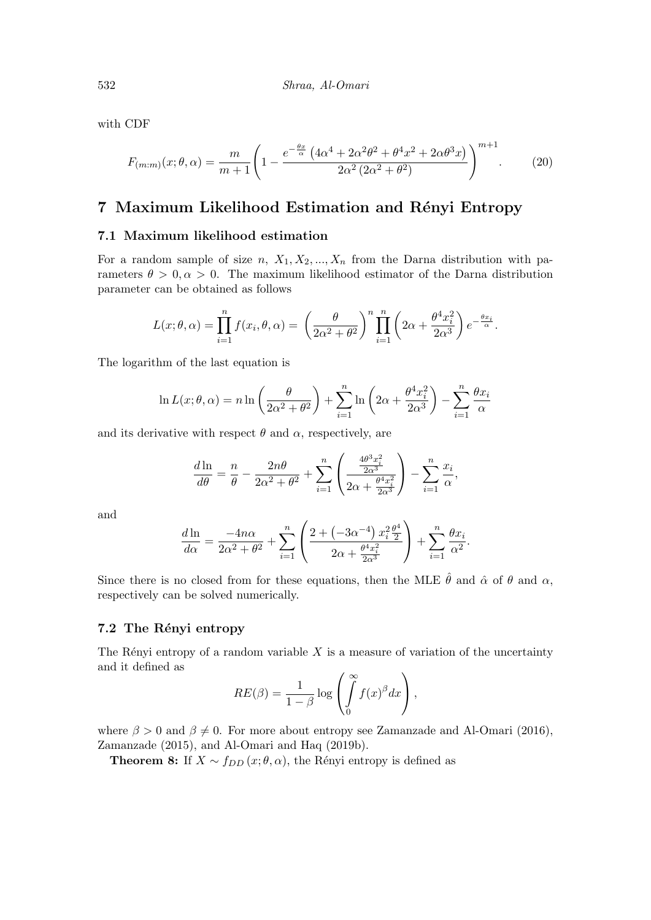with CDF

$$F_{(m:m)}(x;\theta,\alpha) = \frac{m}{m+1}\left(1 - \frac{e^{-\frac{\theta x}{\alpha}}\left(4\alpha^4 + 2\alpha^2\theta^2 + \theta^4 x^2 + 2\alpha\theta^3 x\right)}{2\alpha^2\left(2\alpha^2+\theta^2\right)}\right)^{m+1}. \tag{20}$$

# 7 Maximum Likelihood Estimation and Rényi Entropy

## 7.1 Maximum likelihood estimation

For a random sample of size $n,\ X_1, X_2, ..., X_n$ from the Darna distribution with parameters $\theta > 0, \alpha > 0$. The maximum likelihood estimator of the Darna distribution parameter can be obtained as follows

$$L(x;\theta,\alpha) = \prod_{i=1}^{n} f(x_i,\theta,\alpha) = \left(\frac{\theta}{2\alpha^2+\theta^2}\right)^n \prod_{i=1}^{n}\left(2\alpha + \frac{\theta^4 x_i^2}{2\alpha^3}\right)e^{-\frac{\theta x_i}{\alpha}}.$$

The logarithm of the last equation is

$$\ln L(x;\theta,\alpha) = n\ln\left(\frac{\theta}{2\alpha^2+\theta^2}\right) + \sum_{i=1}^{n}\ln\left(2\alpha + \frac{\theta^4 x_i^2}{2\alpha^3}\right) - \sum_{i=1}^{n}\frac{\theta x_i}{\alpha}$$

and its derivative with respect $\theta$ and $\alpha$, respectively, are

$$\frac{d\ln}{d\theta} = \frac{n}{\theta} - \frac{2n\theta}{2\alpha^2+\theta^2} + \sum_{i=1}^{n}\left(\frac{\frac{4\theta^3 x_i^2}{2\alpha^3}}{2\alpha + \frac{\theta^4 x_i^2}{2\alpha^3}}\right) - \sum_{i=1}^{n}\frac{x_i}{\alpha},$$

and

$$\frac{d\ln}{d\alpha} = \frac{-4n\alpha}{2\alpha^2+\theta^2} + \sum_{i=1}^{n}\left(\frac{2 + \left(-3\alpha^{-4}\right)x_i^2\frac{\theta^4}{2}}{2\alpha + \frac{\theta^4 x_i^2}{2\alpha^3}}\right) + \sum_{i=1}^{n}\frac{\theta x_i}{\alpha^2}.$$

Since there is no closed from for these equations, then the MLE $\hat{\theta}$ and $\hat{\alpha}$ of $\theta$ and $\alpha$, respectively can be solved numerically.

## 7.2 The Rényi entropy

The Rényi entropy of a random variable $X$ is a measure of variation of the uncertainty and it defined as

$$RE(\beta) = \frac{1}{1-\beta}\log\left(\int_0^\infty f(x)^\beta dx\right),$$

where $\beta > 0$ and $\beta \neq 0$. For more about entropy see Zamanzade and Al-Omari (2016), Zamanzade (2015), and Al-Omari and Haq (2019b).

**Theorem 8:** If $X \sim f_{DD}(x;\theta,\alpha)$, the Rényi entropy is defined as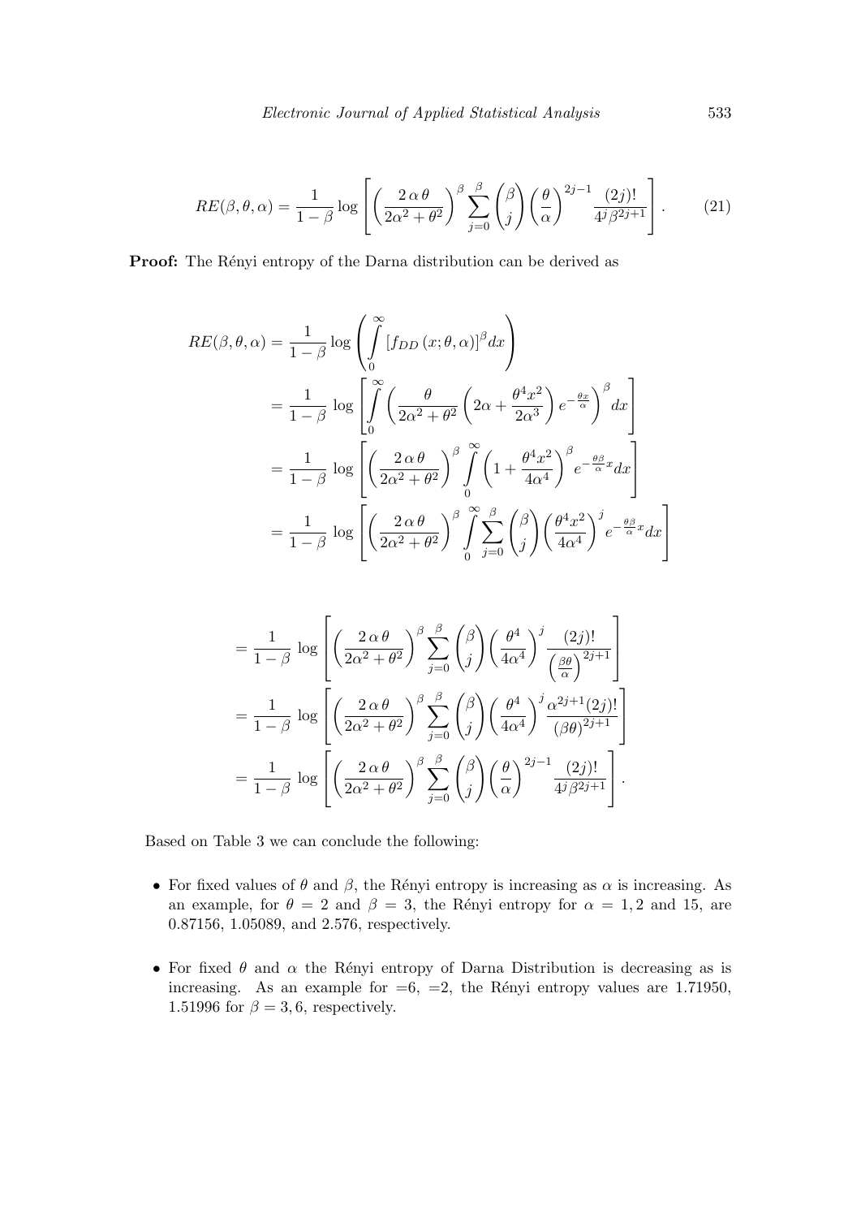$$RE(\beta,\theta,\alpha) = \frac{1}{1-\beta}\log\left[\left(\frac{2\,\alpha\,\theta}{2\alpha^2+\theta^2}\right)^{\beta}\sum_{j=0}^{\beta}\binom{\beta}{j}\left(\frac{\theta}{\alpha}\right)^{2j-1}\frac{(2j)!}{4^j\beta^{2j+1}}\right]. \tag{21}$$

**Proof:** The Rényi entropy of the Darna distribution can be derived as

$$\begin{aligned}
RE(\beta,\theta,\alpha) &= \frac{1}{1-\beta}\log\left(\int_0^{\infty}\left[f_{DD}\left(x;\theta,\alpha\right)\right]^{\beta}dx\right)\\
&= \frac{1}{1-\beta}\log\left[\int_0^{\infty}\left(\frac{\theta}{2\alpha^2+\theta^2}\left(2\alpha+\frac{\theta^4x^2}{2\alpha^3}\right)e^{-\frac{\theta x}{\alpha}}\right)^{\beta}dx\right]\\
&= \frac{1}{1-\beta}\log\left[\left(\frac{2\,\alpha\,\theta}{2\alpha^2+\theta^2}\right)^{\beta}\int_0^{\infty}\left(1+\frac{\theta^4x^2}{4\alpha^4}\right)^{\beta}e^{-\frac{\theta\beta}{\alpha}x}dx\right]\\
&= \frac{1}{1-\beta}\log\left[\left(\frac{2\,\alpha\,\theta}{2\alpha^2+\theta^2}\right)^{\beta}\int_0^{\infty}\sum_{j=0}^{\beta}\binom{\beta}{j}\left(\frac{\theta^4x^2}{4\alpha^4}\right)^{j}e^{-\frac{\theta\beta}{\alpha}x}dx\right]
\end{aligned}$$

$$\begin{aligned}
&= \frac{1}{1-\beta}\log\left[\left(\frac{2\,\alpha\,\theta}{2\alpha^2+\theta^2}\right)^{\beta}\sum_{j=0}^{\beta}\binom{\beta}{j}\left(\frac{\theta^4}{4\alpha^4}\right)^{j}\frac{(2j)!}{\left(\frac{\beta\theta}{\alpha}\right)^{2j+1}}\right]\\
&= \frac{1}{1-\beta}\log\left[\left(\frac{2\,\alpha\,\theta}{2\alpha^2+\theta^2}\right)^{\beta}\sum_{j=0}^{\beta}\binom{\beta}{j}\left(\frac{\theta^4}{4\alpha^4}\right)^{j}\frac{\alpha^{2j+1}(2j)!}{(\beta\theta)^{2j+1}}\right]\\
&= \frac{1}{1-\beta}\log\left[\left(\frac{2\,\alpha\,\theta}{2\alpha^2+\theta^2}\right)^{\beta}\sum_{j=0}^{\beta}\binom{\beta}{j}\left(\frac{\theta}{\alpha}\right)^{2j-1}\frac{(2j)!}{4^j\beta^{2j+1}}\right].
\end{aligned}$$

Based on Table 3 we can conclude the following:

- For fixed values of $\theta$ and $\beta$, the Rényi entropy is increasing as $\alpha$ is increasing. As an example, for $\theta = 2$ and $\beta = 3$, the Rényi entropy for $\alpha = 1, 2$ and 15, are 0.87156, 1.05089, and 2.576, respectively.

- For fixed $\theta$ and $\alpha$ the Rényi entropy of Darna Distribution is decreasing as is increasing. As an example for =6, =2, the Rényi entropy values are 1.71950, 1.51996 for $\beta = 3, 6$, respectively.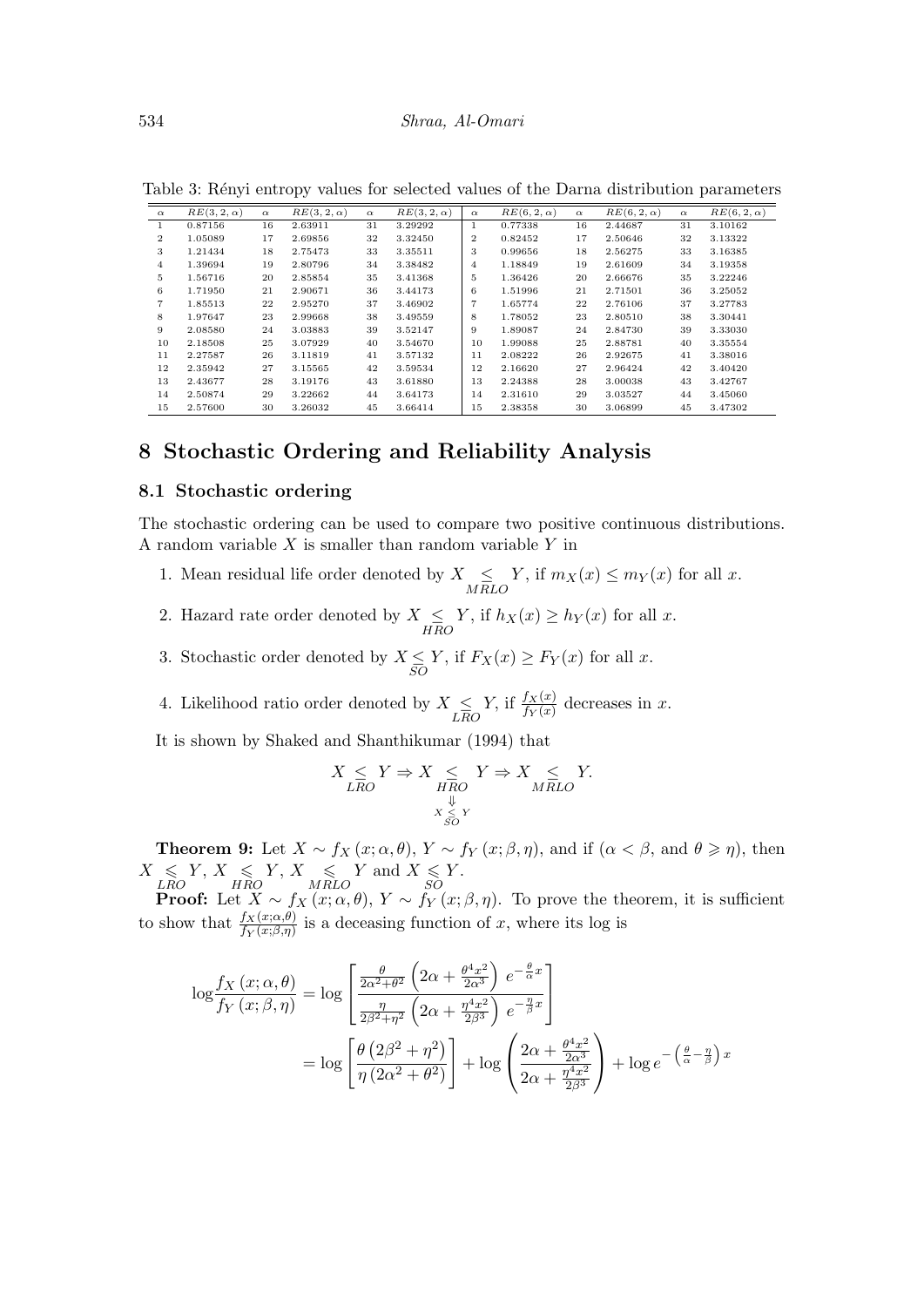Table 3: Rényi entropy values for selected values of the Darna distribution parameters

| $\alpha$ | $RE(3,2,\alpha)$ | $\alpha$ | $RE(3,2,\alpha)$ | $\alpha$ | $RE(3,2,\alpha)$ | $\alpha$ | $RE(6,2,\alpha)$ | $\alpha$ | $RE(6,2,\alpha)$ | $\alpha$ | $RE(6,2,\alpha)$ |
|---|---|---|---|---|---|---|---|---|---|---|---|
| 1 | 0.87156 | 16 | 2.63911 | 31 | 3.29292 | 1 | 0.77338 | 16 | 2.44687 | 31 | 3.10162 |
| 2 | 1.05089 | 17 | 2.69856 | 32 | 3.32450 | 2 | 0.82452 | 17 | 2.50646 | 32 | 3.13322 |
| 3 | 1.21434 | 18 | 2.75473 | 33 | 3.35511 | 3 | 0.99656 | 18 | 2.56275 | 33 | 3.16385 |
| 4 | 1.39694 | 19 | 2.80796 | 34 | 3.38482 | 4 | 1.18849 | 19 | 2.61609 | 34 | 3.19358 |
| 5 | 1.56716 | 20 | 2.85854 | 35 | 3.41368 | 5 | 1.36426 | 20 | 2.66676 | 35 | 3.22246 |
| 6 | 1.71950 | 21 | 2.90671 | 36 | 3.44173 | 6 | 1.51996 | 21 | 2.71501 | 36 | 3.25052 |
| 7 | 1.85513 | 22 | 2.95270 | 37 | 3.46902 | 7 | 1.65774 | 22 | 2.76106 | 37 | 3.27783 |
| 8 | 1.97647 | 23 | 2.99668 | 38 | 3.49559 | 8 | 1.78052 | 23 | 2.80510 | 38 | 3.30441 |
| 9 | 2.08580 | 24 | 3.03883 | 39 | 3.52147 | 9 | 1.89087 | 24 | 2.84730 | 39 | 3.33030 |
| 10 | 2.18508 | 25 | 3.07929 | 40 | 3.54670 | 10 | 1.99088 | 25 | 2.88781 | 40 | 3.35554 |
| 11 | 2.27587 | 26 | 3.11819 | 41 | 3.57132 | 11 | 2.08222 | 26 | 2.92675 | 41 | 3.38016 |
| 12 | 2.35942 | 27 | 3.15565 | 42 | 3.59534 | 12 | 2.16620 | 27 | 2.96424 | 42 | 3.40420 |
| 13 | 2.43677 | 28 | 3.19176 | 43 | 3.61880 | 13 | 2.24388 | 28 | 3.00038 | 43 | 3.42767 |
| 14 | 2.50874 | 29 | 3.22662 | 44 | 3.64173 | 14 | 2.31610 | 29 | 3.03527 | 44 | 3.45060 |
| 15 | 2.57600 | 30 | 3.26032 | 45 | 3.66414 | 15 | 2.38358 | 30 | 3.06899 | 45 | 3.47302 |

# 8 Stochastic Ordering and Reliability Analysis

## 8.1 Stochastic ordering

The stochastic ordering can be used to compare two positive continuous distributions. A random variable $X$ is smaller than random variable $Y$ in

1. Mean residual life order denoted by $X \underset{MRLO}{\leq} Y$, if $m_X(x) \leq m_Y(x)$ for all $x$.
2. Hazard rate order denoted by $X \underset{HRO}{\leq} Y$, if $h_X(x) \geq h_Y(x)$ for all $x$.
3. Stochastic order denoted by $X \underset{SO}{\leq} Y$, if $F_X(x) \geq F_Y(x)$ for all $x$.
4. Likelihood ratio order denoted by $X \underset{LRO}{\leq} Y$, if $\frac{f_X(x)}{f_Y(x)}$ decreases in $x$.

It is shown by Shaked and Shanthikumar (1994) that

$$X \underset{LRO}{\leq} Y \Rightarrow \underset{\underset{X \underset{SO}{\leq} Y}{\Downarrow}}{X \underset{HRO}{\leq} Y} \Rightarrow X \underset{MRLO}{\leq} Y.$$

**Theorem 9:** Let $X \sim f_X(x;\alpha,\theta)$, $Y \sim f_Y(x;\beta,\eta)$, and if ($\alpha < \beta$, and $\theta \geqslant \eta$), then $X \underset{LRO}{\leqslant} Y$, $X \underset{HRO}{\leqslant} Y$, $X \underset{MRLO}{\leqslant} Y$ and $X \underset{SO}{\leqslant} Y$.

**Proof:** Let $X \sim f_X(x;\alpha,\theta)$, $Y \sim f_Y(x;\beta,\eta)$. To prove the theorem, it is sufficient to show that $\frac{f_X(x;\alpha,\theta)}{f_Y(x;\beta,\eta)}$ is a deceasing function of $x$, where its log is

$$\log\frac{f_X(x;\alpha,\theta)}{f_Y(x;\beta,\eta)} = \log\left[\frac{\frac{\theta}{2\alpha^2+\theta^2}\left(2\alpha+\frac{\theta^4x^2}{2\alpha^3}\right)e^{-\frac{\theta}{\alpha}x}}{\frac{\eta}{2\beta^2+\eta^2}\left(2\alpha+\frac{\eta^4x^2}{2\beta^3}\right)e^{-\frac{\eta}{\beta}x}}\right]$$

$$= \log\left[\frac{\theta\left(2\beta^2+\eta^2\right)}{\eta\left(2\alpha^2+\theta^2\right)}\right] + \log\left(\frac{2\alpha+\frac{\theta^4x^2}{2\alpha^3}}{2\alpha+\frac{\eta^4x^2}{2\beta^3}}\right) + \log e^{-\left(\frac{\theta}{\alpha}-\frac{\eta}{\beta}\right)x}$$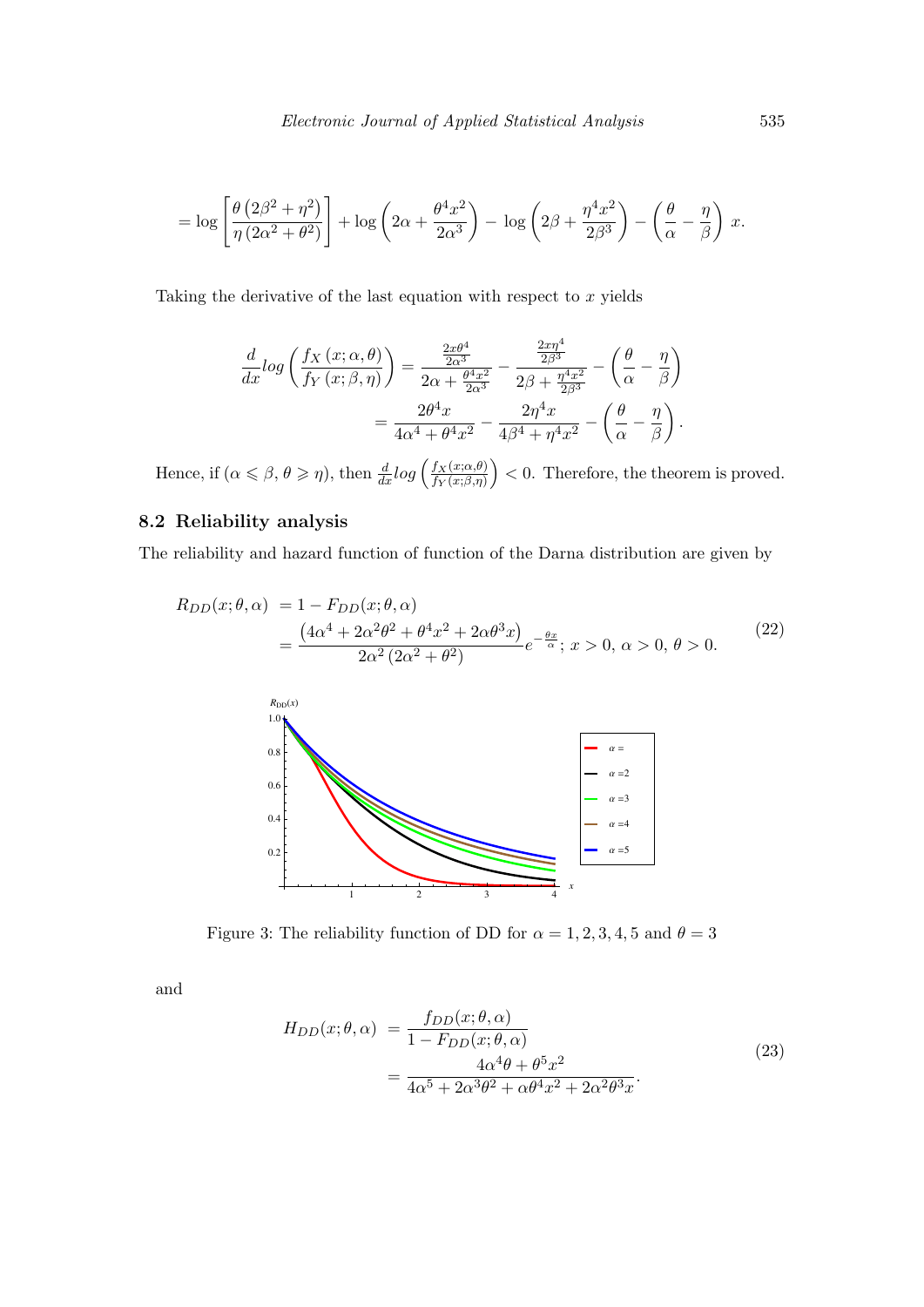$$
= \log\left[\frac{\theta\left(2\beta^2+\eta^2\right)}{\eta\left(2\alpha^2+\theta^2\right)}\right] + \log\left(2\alpha + \frac{\theta^4 x^2}{2\alpha^3}\right) - \log\left(2\beta + \frac{\eta^4 x^2}{2\beta^3}\right) - \left(\frac{\theta}{\alpha} - \frac{\eta}{\beta}\right) x.
$$

Taking the derivative of the last equation with respect to $x$ yields

$$
\begin{aligned}
\frac{d}{dx} log\left(\frac{f_X(x;\alpha,\theta)}{f_Y(x;\beta,\eta)}\right) &= \frac{\frac{2x\theta^4}{2\alpha^3}}{2\alpha + \frac{\theta^4 x^2}{2\alpha^3}} - \frac{\frac{2x\eta^4}{2\beta^3}}{2\beta + \frac{\eta^4 x^2}{2\beta^3}} - \left(\frac{\theta}{\alpha} - \frac{\eta}{\beta}\right) \\
&= \frac{2\theta^4 x}{4\alpha^4 + \theta^4 x^2} - \frac{2\eta^4 x}{4\beta^4 + \eta^4 x^2} - \left(\frac{\theta}{\alpha} - \frac{\eta}{\beta}\right).
\end{aligned}
$$

Hence, if $(\alpha \leqslant \beta,\, \theta \geqslant \eta)$, then $\frac{d}{dx} log\left(\frac{f_X(x;\alpha,\theta)}{f_Y(x;\beta,\eta)}\right) < 0$. Therefore, the theorem is proved.

## 8.2 Reliability analysis

The reliability and hazard function of function of the Darna distribution are given by

$$
\begin{aligned}
R_{DD}(x;\theta,\alpha) &= 1 - F_{DD}(x;\theta,\alpha) \\
&= \frac{\left(4\alpha^4 + 2\alpha^2\theta^2 + \theta^4 x^2 + 2\alpha\theta^3 x\right)}{2\alpha^2\left(2\alpha^2+\theta^2\right)} e^{-\frac{\theta x}{\alpha}};\ x > 0,\ \alpha > 0,\ \theta > 0.
\end{aligned}
\tag{22}
$$

Figure 3: The reliability function of DD for $\alpha = 1, 2, 3, 4, 5$ and $\theta = 3$

and

$$
\begin{aligned}
H_{DD}(x;\theta,\alpha) &= \frac{f_{DD}(x;\theta,\alpha)}{1 - F_{DD}(x;\theta,\alpha)} \\
&= \frac{4\alpha^4\theta + \theta^5 x^2}{4\alpha^5 + 2\alpha^3\theta^2 + \alpha\theta^4 x^2 + 2\alpha^2\theta^3 x}.
\end{aligned}
\tag{23}
$$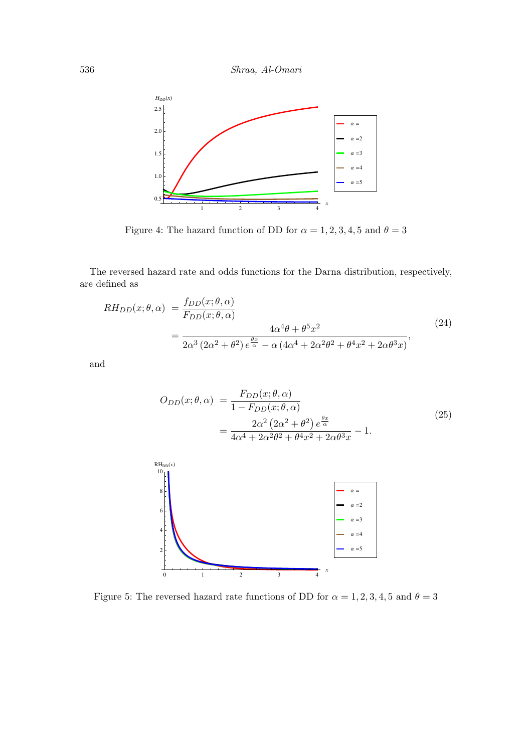Figure 4: The hazard function of DD for $\alpha = 1, 2, 3, 4, 5$ and $\theta = 3$

The reversed hazard rate and odds functions for the Darna distribution, respectively, are defined as

$$
\begin{aligned}
RH_{DD}(x;\theta,\alpha) &= \frac{f_{DD}(x;\theta,\alpha)}{F_{DD}(x;\theta,\alpha)} \\
&= \frac{4\alpha^4\theta + \theta^5 x^2}{2\alpha^3\left(2\alpha^2+\theta^2\right)e^{\frac{\theta x}{\alpha}} - \alpha\left(4\alpha^4 + 2\alpha^2\theta^2 + \theta^4 x^2 + 2\alpha\theta^3 x\right)},
\end{aligned}
\tag{24}
$$

and

$$
\begin{aligned}
O_{DD}(x;\theta,\alpha) &= \frac{F_{DD}(x;\theta,\alpha)}{1 - F_{DD}(x;\theta,\alpha)} \\
&= \frac{2\alpha^2\left(2\alpha^2+\theta^2\right)e^{\frac{\theta x}{\alpha}}}{4\alpha^4 + 2\alpha^2\theta^2 + \theta^4 x^2 + 2\alpha\theta^3 x} - 1.
\end{aligned}
\tag{25}
$$

Figure 5: The reversed hazard rate functions of DD for $\alpha = 1, 2, 3, 4, 5$ and $\theta = 3$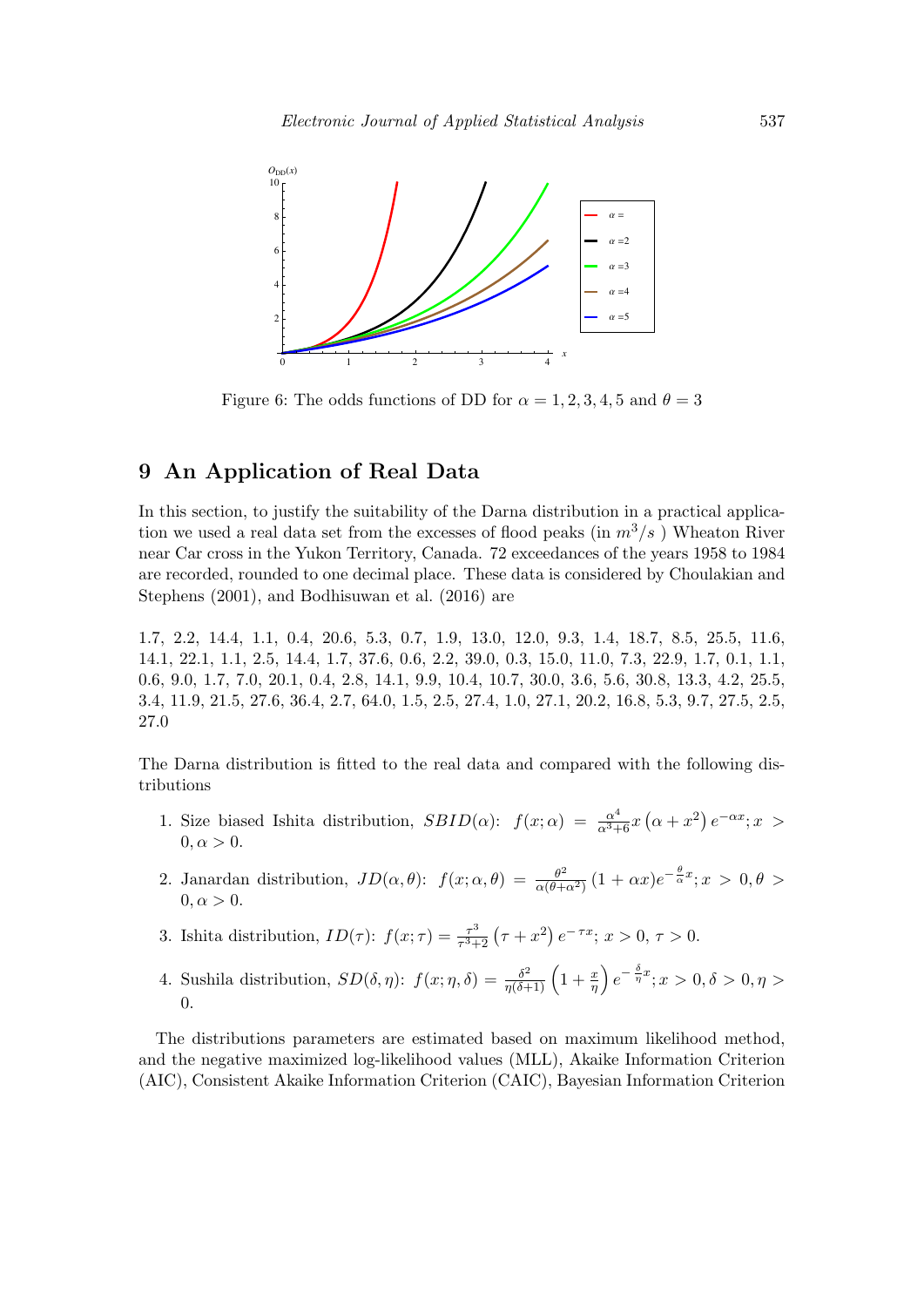Figure 6: The odds functions of DD for $\alpha = 1, 2, 3, 4, 5$ and $\theta = 3$

## 9 An Application of Real Data

In this section, to justify the suitability of the Darna distribution in a practical application we used a real data set from the excesses of flood peaks (in $m^3/s$ ) Wheaton River near Car cross in the Yukon Territory, Canada. 72 exceedances of the years 1958 to 1984 are recorded, rounded to one decimal place. These data is considered by Choulakian and Stephens (2001), and Bodhisuwan et al. (2016) are

1.7, 2.2, 14.4, 1.1, 0.4, 20.6, 5.3, 0.7, 1.9, 13.0, 12.0, 9.3, 1.4, 18.7, 8.5, 25.5, 11.6, 14.1, 22.1, 1.1, 2.5, 14.4, 1.7, 37.6, 0.6, 2.2, 39.0, 0.3, 15.0, 11.0, 7.3, 22.9, 1.7, 0.1, 1.1, 0.6, 9.0, 1.7, 7.0, 20.1, 0.4, 2.8, 14.1, 9.9, 10.4, 10.7, 30.0, 3.6, 5.6, 30.8, 13.3, 4.2, 25.5, 3.4, 11.9, 21.5, 27.6, 36.4, 2.7, 64.0, 1.5, 2.5, 27.4, 1.0, 27.1, 20.2, 16.8, 5.3, 9.7, 27.5, 2.5, 27.0

The Darna distribution is fitted to the real data and compared with the following distributions

1. Size biased Ishita distribution, $SBID(\alpha)$: $f(x;\alpha) = \frac{\alpha^4}{\alpha^3+6}x\left(\alpha+x^2\right)e^{-\alpha x}; x > 0, \alpha > 0$.
2. Janardan distribution, $JD(\alpha,\theta)$: $f(x;\alpha,\theta) = \frac{\theta^2}{\alpha(\theta+\alpha^2)}(1+\alpha x)e^{-\frac{\theta}{\alpha}x}; x > 0, \theta > 0, \alpha > 0$.
3. Ishita distribution, $ID(\tau)$: $f(x;\tau) = \frac{\tau^3}{\tau^3+2}\left(\tau+x^2\right)e^{-\tau x}$; $x > 0$, $\tau > 0$.
4. Sushila distribution, $SD(\delta,\eta)$: $f(x;\eta,\delta) = \frac{\delta^2}{\eta(\delta+1)}\left(1+\frac{x}{\eta}\right)e^{-\frac{\delta}{\eta}x}; x > 0, \delta > 0, \eta > 0$.

The distributions parameters are estimated based on maximum likelihood method, and the negative maximized log-likelihood values (MLL), Akaike Information Criterion (AIC), Consistent Akaike Information Criterion (CAIC), Bayesian Information Criterion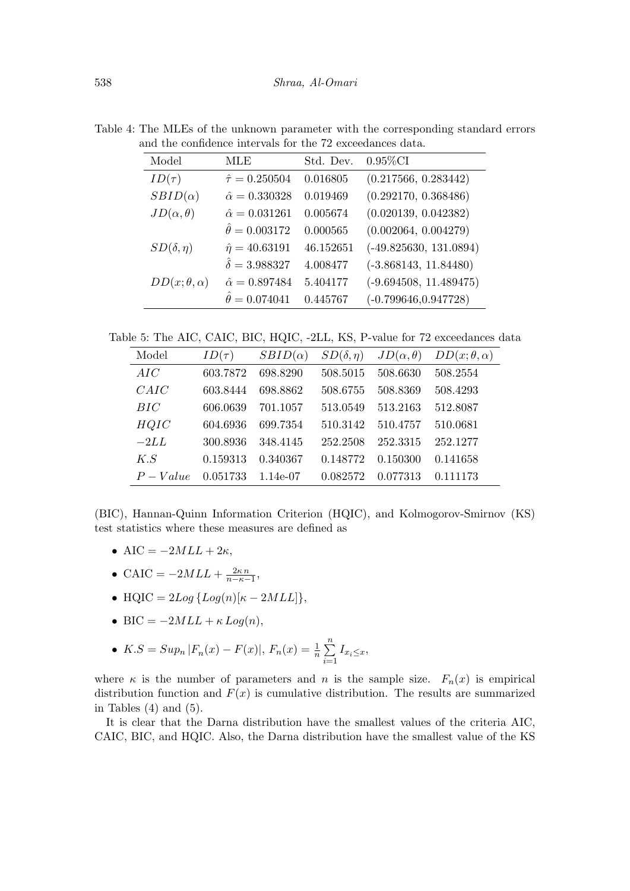Table 4: The MLEs of the unknown parameter with the corresponding standard errors and the confidence intervals for the 72 exceedances data.

| Model | MLE | Std. Dev. | 0.95%CI |
|---|---|---|---|
| $ID(\tau)$ | $\hat{\tau} = 0.250504$ | 0.016805 | (0.217566, 0.283442) |
| $SBID(\alpha)$ | $\hat{\alpha} = 0.330328$ | 0.019469 | (0.292170, 0.368486) |
| $JD(\alpha, \theta)$ | $\hat{\alpha} = 0.031261$ | 0.005674 | (0.020139, 0.042382) |
| | $\hat{\theta} = 0.003172$ | 0.000565 | (0.002064, 0.004279) |
| $SD(\delta, \eta)$ | $\hat{\eta} = 40.63191$ | 46.152651 | (-49.825630, 131.0894) |
| | $\hat{\delta} = 3.988327$ | 4.008477 | (-3.868143, 11.84480) |
| $DD(x; \theta, \alpha)$ | $\hat{\alpha} = 0.897484$ | 5.404177 | (-9.694508, 11.489475) |
| | $\hat{\theta} = 0.074041$ | 0.445767 | (-0.799646,0.947728) |

Table 5: The AIC, CAIC, BIC, HQIC, -2LL, KS, P-value for 72 exceedances data

| Model | $ID(\tau)$ | $SBID(\alpha)$ | $SD(\delta, \eta)$ | $JD(\alpha, \theta)$ | $DD(x; \theta, \alpha)$ |
|---|---|---|---|---|---|
| $AIC$ | 603.7872 | 698.8290 | 508.5015 | 508.6630 | 508.2554 |
| $CAIC$ | 603.8444 | 698.8862 | 508.6755 | 508.8369 | 508.4293 |
| $BIC$ | 606.0639 | 701.1057 | 513.0549 | 513.2163 | 512.8087 |
| $HQIC$ | 604.6936 | 699.7354 | 510.3142 | 510.4757 | 510.0681 |
| $-2LL$ | 300.8936 | 348.4145 | 252.2508 | 252.3315 | 252.1277 |
| $K.S$ | 0.159313 | 0.340367 | 0.148772 | 0.150300 | 0.141658 |
| $P-Value$ | 0.051733 | 1.14e-07 | 0.082572 | 0.077313 | 0.111173 |

(BIC), Hannan-Quinn Information Criterion (HQIC), and Kolmogorov-Smirnov (KS) test statistics where these measures are defined as

- AIC $= -2MLL + 2\kappa$,
- CAIC $= -2MLL + \frac{2\kappa n}{n-\kappa-1}$,
- HQIC $= 2Log\{Log(n)[\kappa - 2MLL]\}$,
- BIC $= -2MLL + \kappa\, Log(n)$,
- $K.S = Sup_n\,|F_n(x) - F(x)|$, $F_n(x) = \frac{1}{n}\sum_{i=1}^{n} I_{x_i \leq x}$,

where $\kappa$ is the number of parameters and $n$ is the sample size. $F_n(x)$ is empirical distribution function and $F(x)$ is cumulative distribution. The results are summarized in Tables (4) and (5).

It is clear that the Darna distribution have the smallest values of the criteria AIC, CAIC, BIC, and HQIC. Also, the Darna distribution have the smallest value of the KS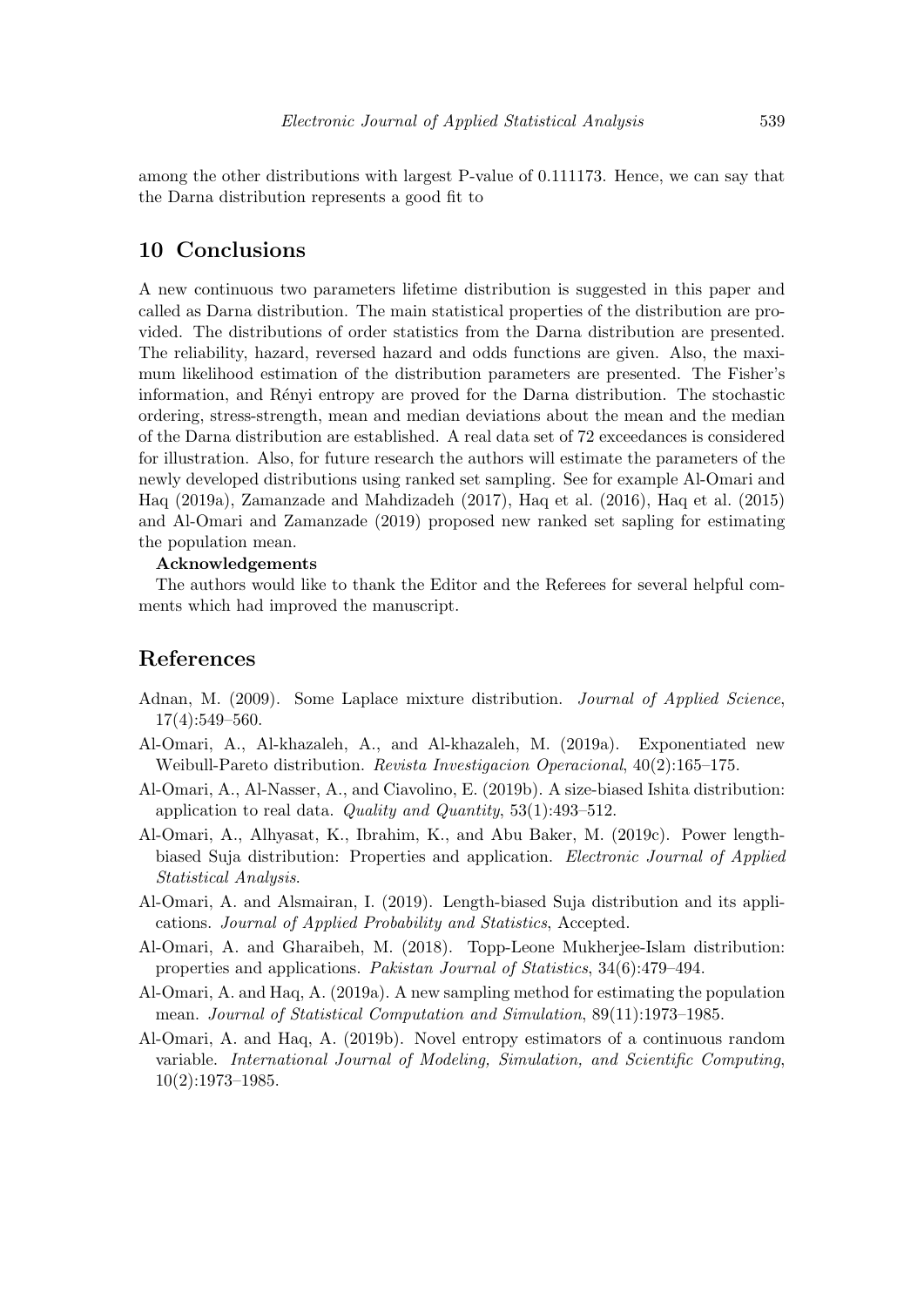among the other distributions with largest P-value of 0.111173. Hence, we can say that the Darna distribution represents a good fit to

## 10 Conclusions

A new continuous two parameters lifetime distribution is suggested in this paper and called as Darna distribution. The main statistical properties of the distribution are provided. The distributions of order statistics from the Darna distribution are presented. The reliability, hazard, reversed hazard and odds functions are given. Also, the maximum likelihood estimation of the distribution parameters are presented. The Fisher's information, and Rényi entropy are proved for the Darna distribution. The stochastic ordering, stress-strength, mean and median deviations about the mean and the median of the Darna distribution are established. A real data set of 72 exceedances is considered for illustration. Also, for future research the authors will estimate the parameters of the newly developed distributions using ranked set sampling. See for example Al-Omari and Haq (2019a), Zamanzade and Mahdizadeh (2017), Haq et al. (2016), Haq et al. (2015) and Al-Omari and Zamanzade (2019) proposed new ranked set sapling for estimating the population mean.

**Acknowledgements**

The authors would like to thank the Editor and the Referees for several helpful comments which had improved the manuscript.

## References

Adnan, M. (2009). Some Laplace mixture distribution. *Journal of Applied Science*, 17(4):549–560.

Al-Omari, A., Al-khazaleh, A., and Al-khazaleh, M. (2019a). Exponentiated new Weibull-Pareto distribution. *Revista Investigacion Operacional*, 40(2):165–175.

Al-Omari, A., Al-Nasser, A., and Ciavolino, E. (2019b). A size-biased Ishita distribution: application to real data. *Quality and Quantity*, 53(1):493–512.

Al-Omari, A., Alhyasat, K., Ibrahim, K., and Abu Baker, M. (2019c). Power length-biased Suja distribution: Properties and application. *Electronic Journal of Applied Statistical Analysis*.

Al-Omari, A. and Alsmairan, I. (2019). Length-biased Suja distribution and its applications. *Journal of Applied Probability and Statistics*, Accepted.

Al-Omari, A. and Gharaibeh, M. (2018). Topp-Leone Mukherjee-Islam distribution: properties and applications. *Pakistan Journal of Statistics*, 34(6):479–494.

Al-Omari, A. and Haq, A. (2019a). A new sampling method for estimating the population mean. *Journal of Statistical Computation and Simulation*, 89(11):1973–1985.

Al-Omari, A. and Haq, A. (2019b). Novel entropy estimators of a continuous random variable. *International Journal of Modeling, Simulation, and Scientific Computing*, 10(2):1973–1985.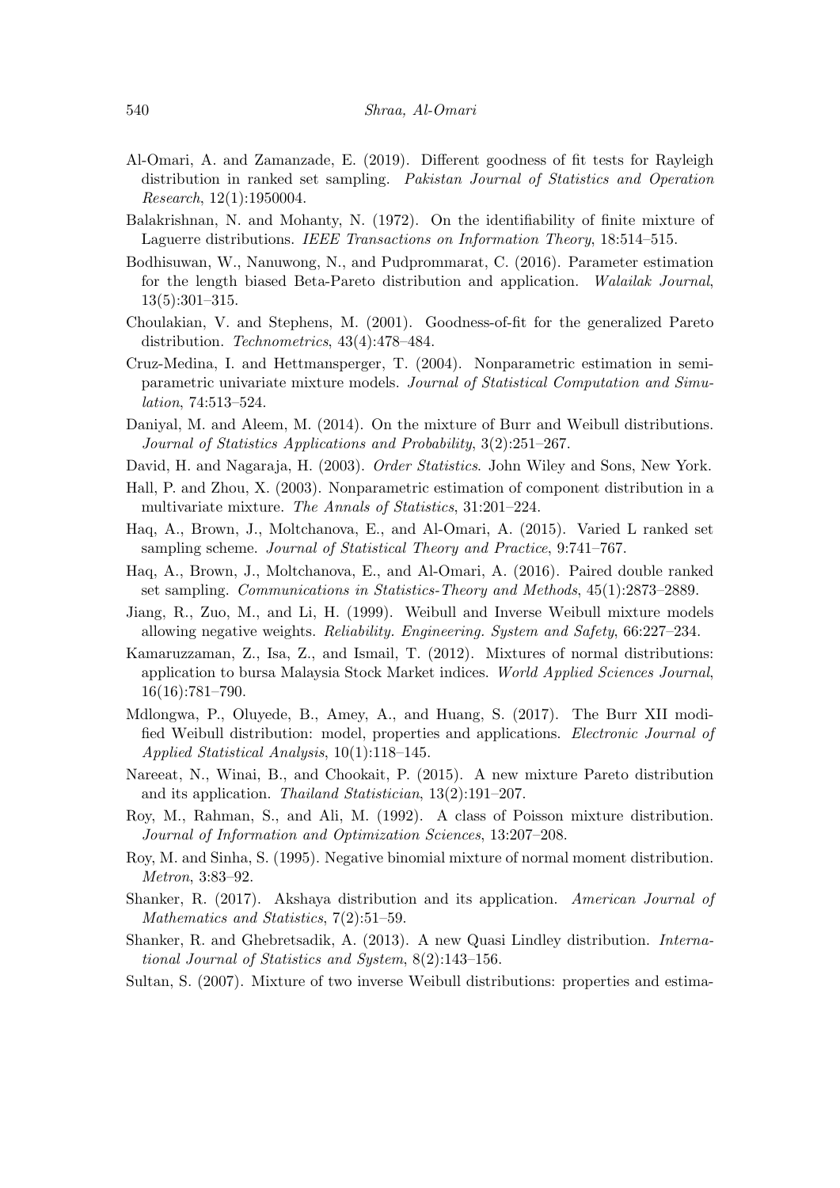Al-Omari, A. and Zamanzade, E. (2019). Different goodness of fit tests for Rayleigh distribution in ranked set sampling. *Pakistan Journal of Statistics and Operation Research*, 12(1):1950004.

Balakrishnan, N. and Mohanty, N. (1972). On the identifiability of finite mixture of Laguerre distributions. *IEEE Transactions on Information Theory*, 18:514–515.

Bodhisuwan, W., Nanuwong, N., and Pudprommarat, C. (2016). Parameter estimation for the length biased Beta-Pareto distribution and application. *Walailak Journal*, 13(5):301–315.

Choulakian, V. and Stephens, M. (2001). Goodness-of-fit for the generalized Pareto distribution. *Technometrics*, 43(4):478–484.

Cruz-Medina, I. and Hettmansperger, T. (2004). Nonparametric estimation in semi-parametric univariate mixture models. *Journal of Statistical Computation and Simulation*, 74:513–524.

Daniyal, M. and Aleem, M. (2014). On the mixture of Burr and Weibull distributions. *Journal of Statistics Applications and Probability*, 3(2):251–267.

David, H. and Nagaraja, H. (2003). *Order Statistics*. John Wiley and Sons, New York.

Hall, P. and Zhou, X. (2003). Nonparametric estimation of component distribution in a multivariate mixture. *The Annals of Statistics*, 31:201–224.

Haq, A., Brown, J., Moltchanova, E., and Al-Omari, A. (2015). Varied L ranked set sampling scheme. *Journal of Statistical Theory and Practice*, 9:741–767.

Haq, A., Brown, J., Moltchanova, E., and Al-Omari, A. (2016). Paired double ranked set sampling. *Communications in Statistics-Theory and Methods*, 45(1):2873–2889.

Jiang, R., Zuo, M., and Li, H. (1999). Weibull and Inverse Weibull mixture models allowing negative weights. *Reliability. Engineering. System and Safety*, 66:227–234.

Kamaruzzaman, Z., Isa, Z., and Ismail, T. (2012). Mixtures of normal distributions: application to bursa Malaysia Stock Market indices. *World Applied Sciences Journal*, 16(16):781–790.

Mdlongwa, P., Oluyede, B., Amey, A., and Huang, S. (2017). The Burr XII modified Weibull distribution: model, properties and applications. *Electronic Journal of Applied Statistical Analysis*, 10(1):118–145.

Nareeat, N., Winai, B., and Chookait, P. (2015). A new mixture Pareto distribution and its application. *Thailand Statistician*, 13(2):191–207.

Roy, M., Rahman, S., and Ali, M. (1992). A class of Poisson mixture distribution. *Journal of Information and Optimization Sciences*, 13:207–208.

Roy, M. and Sinha, S. (1995). Negative binomial mixture of normal moment distribution. *Metron*, 3:83–92.

Shanker, R. (2017). Akshaya distribution and its application. *American Journal of Mathematics and Statistics*, 7(2):51–59.

Shanker, R. and Ghebretsadik, A. (2013). A new Quasi Lindley distribution. *International Journal of Statistics and System*, 8(2):143–156.

Sultan, S. (2007). Mixture of two inverse Weibull distributions: properties and estima-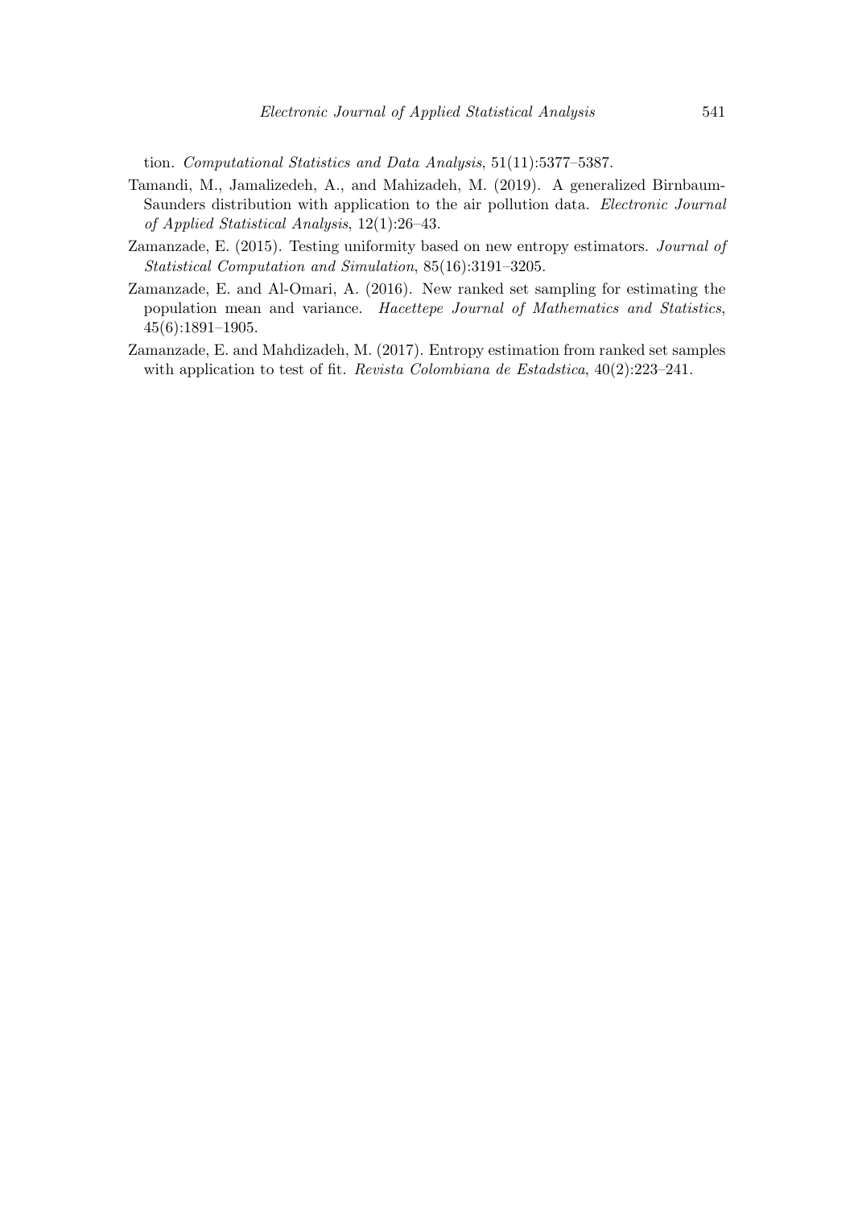tion. *Computational Statistics and Data Analysis*, 51(11):5377–5387.

Tamandi, M., Jamalizedeh, A., and Mahizadeh, M. (2019). A generalized Birnbaum-Saunders distribution with application to the air pollution data. *Electronic Journal of Applied Statistical Analysis*, 12(1):26–43.

Zamanzade, E. (2015). Testing uniformity based on new entropy estimators. *Journal of Statistical Computation and Simulation*, 85(16):3191–3205.

Zamanzade, E. and Al-Omari, A. (2016). New ranked set sampling for estimating the population mean and variance. *Hacettepe Journal of Mathematics and Statistics*, 45(6):1891–1905.

Zamanzade, E. and Mahdizadeh, M. (2017). Entropy estimation from ranked set samples with application to test of fit. *Revista Colombiana de Estadstica*, 40(2):223–241.